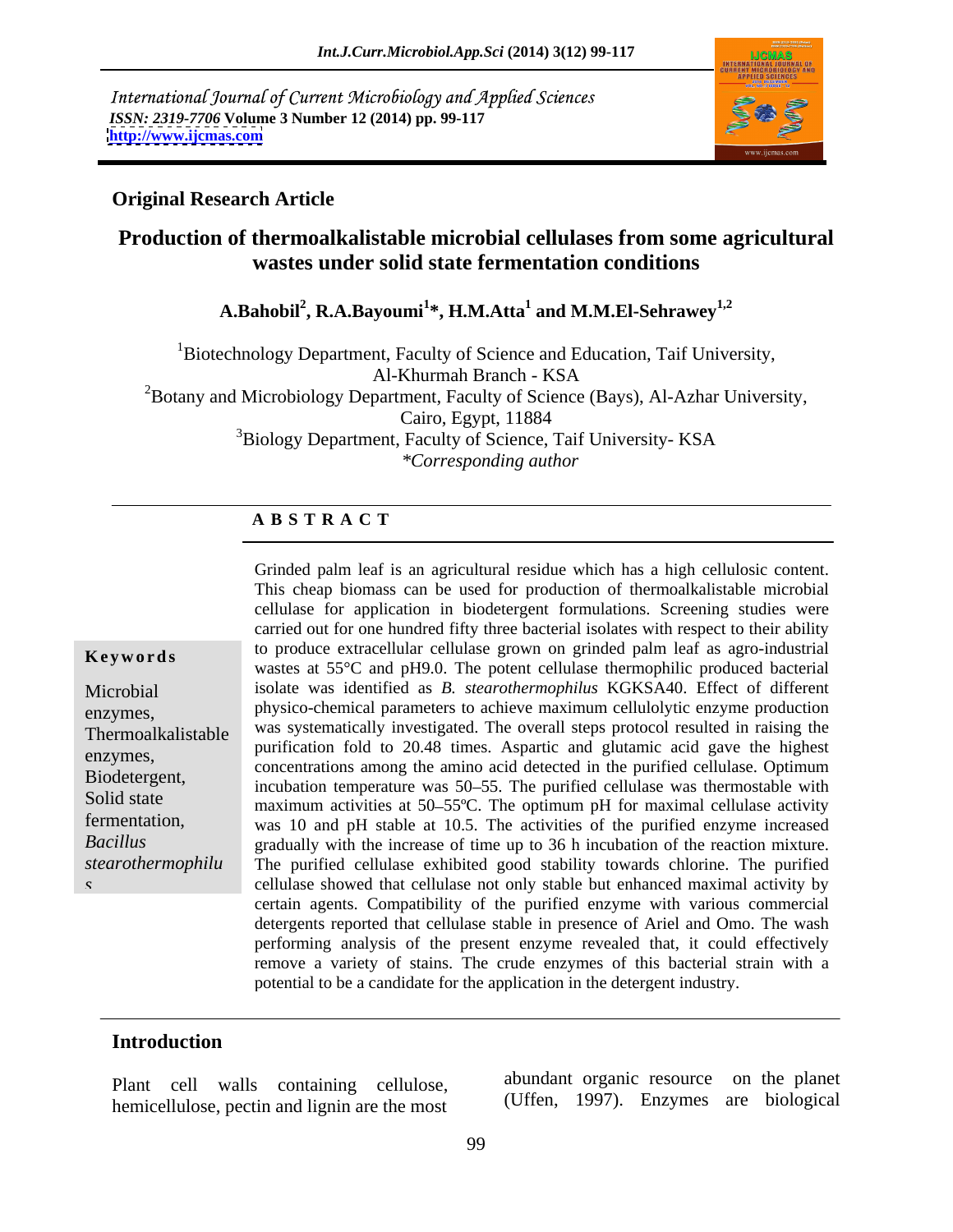International Journal of Current Microbiology and Applied Sciences
*ISSN: 2319-7706* **Volume 3 Number 12 (2014) pp. 99-117**
**http://www.ijcmas.com**

**Original Research Article**

# Production of thermoalkalistable microbial cellulases from some agricultural wastes under solid state fermentation conditions

**A.Bahobil[2], R.A.Bayoumi[1]\*, H.M.Atta[1] and M.M.El-Sehrawey[1,2]**

[1]Biotechnology Department, Faculty of Science and Education, Taif University, Al-Khurmah Branch - KSA
[2]Botany and Microbiology Department, Faculty of Science (Bays), Al-Azhar University, Cairo, Egypt, 11884
[3]Biology Department, Faculty of Science, Taif University- KSA
*\*Corresponding author*

## A B S T R A C T

**Keywords**

Microbial enzymes, Thermoalkalistable enzymes, Biodetergent, Solid state fermentation, *Bacillus stearothermophilus*

Grinded palm leaf is an agricultural residue which has a high cellulosic content. This cheap biomass can be used for production of thermoalkalistable microbial cellulase for application in biodetergent formulations. Screening studies were carried out for one hundred fifty three bacterial isolates with respect to their ability to produce extracellular cellulase grown on grinded palm leaf as agro-industrial wastes at 55°C and pH9.0. The potent cellulase thermophilic produced bacterial isolate was identified as *B. stearothermophilus* KGKSA40. Effect of different physico-chemical parameters to achieve maximum cellulolytic enzyme production was systematically investigated. The overall steps protocol resulted in raising the purification fold to 20.48 times. Aspartic and glutamic acid gave the highest concentrations among the amino acid detected in the purified cellulase. Optimum incubation temperature was 50–55. The purified cellulase was thermostable with maximum activities at 50–55ºC. The optimum pH for maximal cellulase activity was 10 and pH stable at 10.5. The activities of the purified enzyme increased gradually with the increase of time up to 36 h incubation of the reaction mixture. The purified cellulase exhibited good stability towards chlorine. The purified cellulase showed that cellulase not only stable but enhanced maximal activity by certain agents. Compatibility of the purified enzyme with various commercial detergents reported that cellulase stable in presence of Ariel and Omo. The wash performing analysis of the present enzyme revealed that, it could effectively remove a variety of stains. The crude enzymes of this bacterial strain with a potential to be a candidate for the application in the detergent industry.

## Introduction

Plant cell walls containing cellulose, hemicellulose, pectin and lignin are the most abundant organic resource on the planet (Uffen, 1997). Enzymes are biological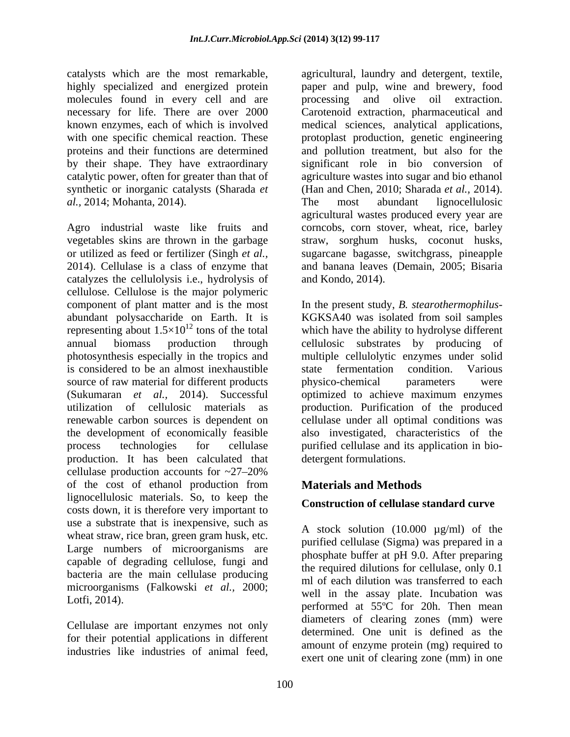catalysts which are the most remarkable, highly specialized and energized protein molecules found in every cell and are necessary for life. There are over 2000 known enzymes, each of which is involved with one specific chemical reaction. These proteins and their functions are determined by their shape. They have extraordinary catalytic power, often for greater than that of synthetic or inorganic catalysts (Sharada *et al.,* 2014; Mohanta, 2014).

Agro industrial waste like fruits and vegetables skins are thrown in the garbage or utilized as feed or fertilizer (Singh *et al.,* 2014). Cellulase is a class of enzyme that catalyzes the cellulolysis i.e., hydrolysis of cellulose. Cellulose is the major polymeric component of plant matter and is the most abundant polysaccharide on Earth. It is representing about $1.5\times10^{12}$ tons of the total annual biomass production through photosynthesis especially in the tropics and is considered to be an almost inexhaustible source of raw material for different products (Sukumaran *et al.,* 2014). Successful utilization of cellulosic materials as renewable carbon sources is dependent on the development of economically feasible process technologies for cellulase production. It has been calculated that cellulase production accounts for ~27–20% of the cost of ethanol production from lignocellulosic materials. So, to keep the costs down, it is therefore very important to use a substrate that is inexpensive, such as wheat straw, rice bran, green gram husk, etc. Large numbers of microorganisms are capable of degrading cellulose, fungi and bacteria are the main cellulase producing microorganisms (Falkowski *et al.,* 2000; Lotfi, 2014).

Cellulase are important enzymes not only for their potential applications in different industries like industries of animal feed, agricultural, laundry and detergent, textile, paper and pulp, wine and brewery, food processing and olive oil extraction. Carotenoid extraction, pharmaceutical and medical sciences, analytical applications, protoplast production, genetic engineering and pollution treatment, but also for the significant role in bio conversion of agriculture wastes into sugar and bio ethanol (Han and Chen, 2010; Sharada *et al.,* 2014). The most abundant lignocellulosic agricultural wastes produced every year are corncobs, corn stover, wheat, rice, barley straw, sorghum husks, coconut husks, sugarcane bagasse, switchgrass, pineapple and banana leaves (Demain, 2005; Bisaria and Kondo, 2014).

In the present study, *B. stearothermophilus*-KGKSA40 was isolated from soil samples which have the ability to hydrolyse different cellulosic substrates by producing of multiple cellulolytic enzymes under solid state fermentation condition. Various physico-chemical parameters were optimized to achieve maximum enzymes production. Purification of the produced cellulase under all optimal conditions was also investigated, characteristics of the purified cellulase and its application in bio-detergent formulations.

## Materials and Methods

### Construction of cellulase standard curve

A stock solution (10.000 µg/ml) of the purified cellulase (Sigma) was prepared in a phosphate buffer at pH 9.0. After preparing the required dilutions for cellulase, only 0.1 ml of each dilution was transferred to each well in the assay plate. Incubation was performed at 55ºC for 20h. Then mean diameters of clearing zones (mm) were determined. One unit is defined as the amount of enzyme protein (mg) required to exert one unit of clearing zone (mm) in one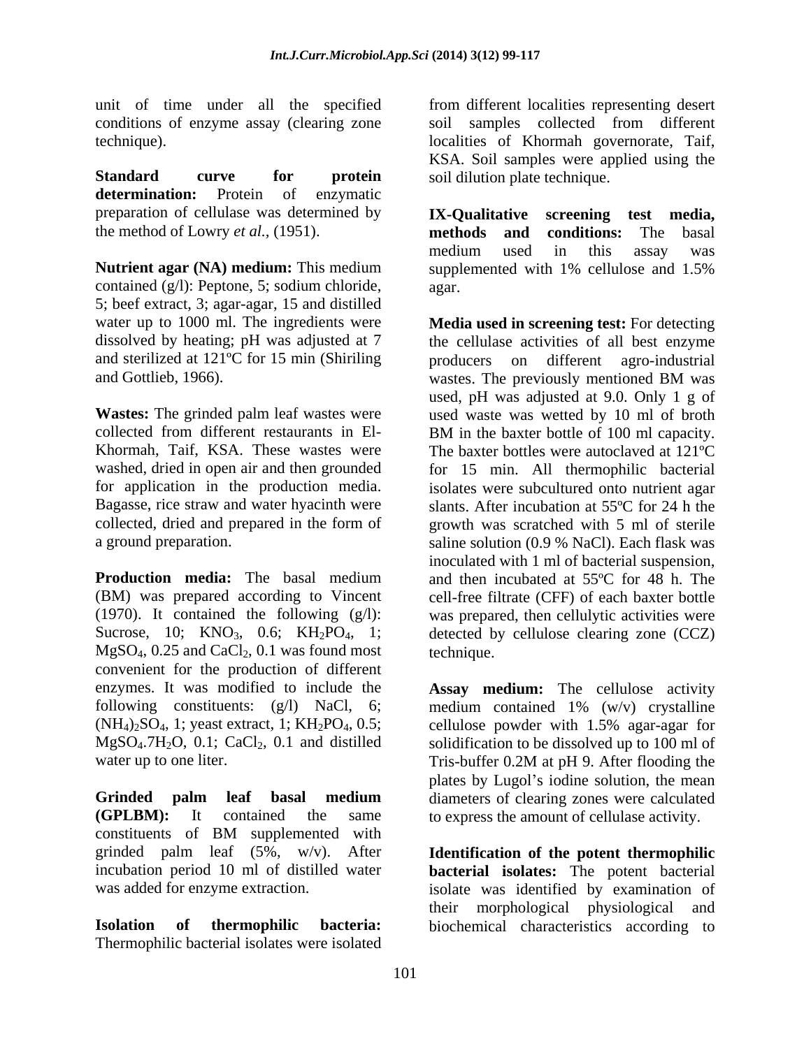unit of time under all the specified conditions of enzyme assay (clearing zone technique).

**Standard curve for protein determination:** Protein of enzymatic preparation of cellulase was determined by the method of Lowry *et al.,* (1951).

**Nutrient agar (NA) medium:** This medium contained (g/l): Peptone, 5; sodium chloride, 5; beef extract, 3; agar-agar, 15 and distilled water up to 1000 ml. The ingredients were dissolved by heating; pH was adjusted at 7 and sterilized at 121ºC for 15 min (Shiriling and Gottlieb, 1966).

**Wastes:** The grinded palm leaf wastes were collected from different restaurants in El-Khormah, Taif, KSA. These wastes were washed, dried in open air and then grounded for application in the production media. Bagasse, rice straw and water hyacinth were collected, dried and prepared in the form of a ground preparation.

**Production media:** The basal medium (BM) was prepared according to Vincent (1970). It contained the following (g/l): Sucrose, 10; $KNO_3$, 0.6; $KH_2PO_4$, 1; $MgSO_4$, 0.25 and $CaCl_2$, 0.1 was found most convenient for the production of different enzymes. It was modified to include the following constituents: (g/l) NaCl, 6; $(NH_4)_2SO_4$, 1; yeast extract, 1; $KH_2PO_4$, 0.5; $MgSO_4.7H_2O$, 0.1; $CaCl_2$, 0.1 and distilled water up to one liter.

**Grinded palm leaf basal medium (GPLBM):** It contained the same constituents of BM supplemented with grinded palm leaf (5%, w/v). After incubation period 10 ml of distilled water was added for enzyme extraction.

**Isolation of thermophilic bacteria:** Thermophilic bacterial isolates were isolated from different localities representing desert soil samples collected from different localities of Khormah governorate, Taif, KSA. Soil samples were applied using the soil dilution plate technique.

**IX-Qualitative screening test media, methods and conditions:** The basal medium used in this assay was supplemented with 1% cellulose and 1.5% agar.

**Media used in screening test:** For detecting the cellulase activities of all best enzyme producers on different agro-industrial wastes. The previously mentioned BM was used, pH was adjusted at 9.0. Only 1 g of used waste was wetted by 10 ml of broth BM in the baxter bottle of 100 ml capacity. The baxter bottles were autoclaved at 121ºC for 15 min. All thermophilic bacterial isolates were subcultured onto nutrient agar slants. After incubation at 55ºC for 24 h the growth was scratched with 5 ml of sterile saline solution (0.9 % NaCl). Each flask was inoculated with 1 ml of bacterial suspension, and then incubated at 55ºC for 48 h. The cell-free filtrate (CFF) of each baxter bottle was prepared, then cellulytic activities were detected by cellulose clearing zone (CCZ) technique.

**Assay medium:** The cellulose activity medium contained 1% (w/v) crystalline cellulose powder with 1.5% agar-agar for solidification to be dissolved up to 100 ml of Tris-buffer 0.2M at pH 9. After flooding the plates by Lugol's iodine solution, the mean diameters of clearing zones were calculated to express the amount of cellulase activity.

**Identification of the potent thermophilic bacterial isolates:** The potent bacterial isolate was identified by examination of their morphological physiological and biochemical characteristics according to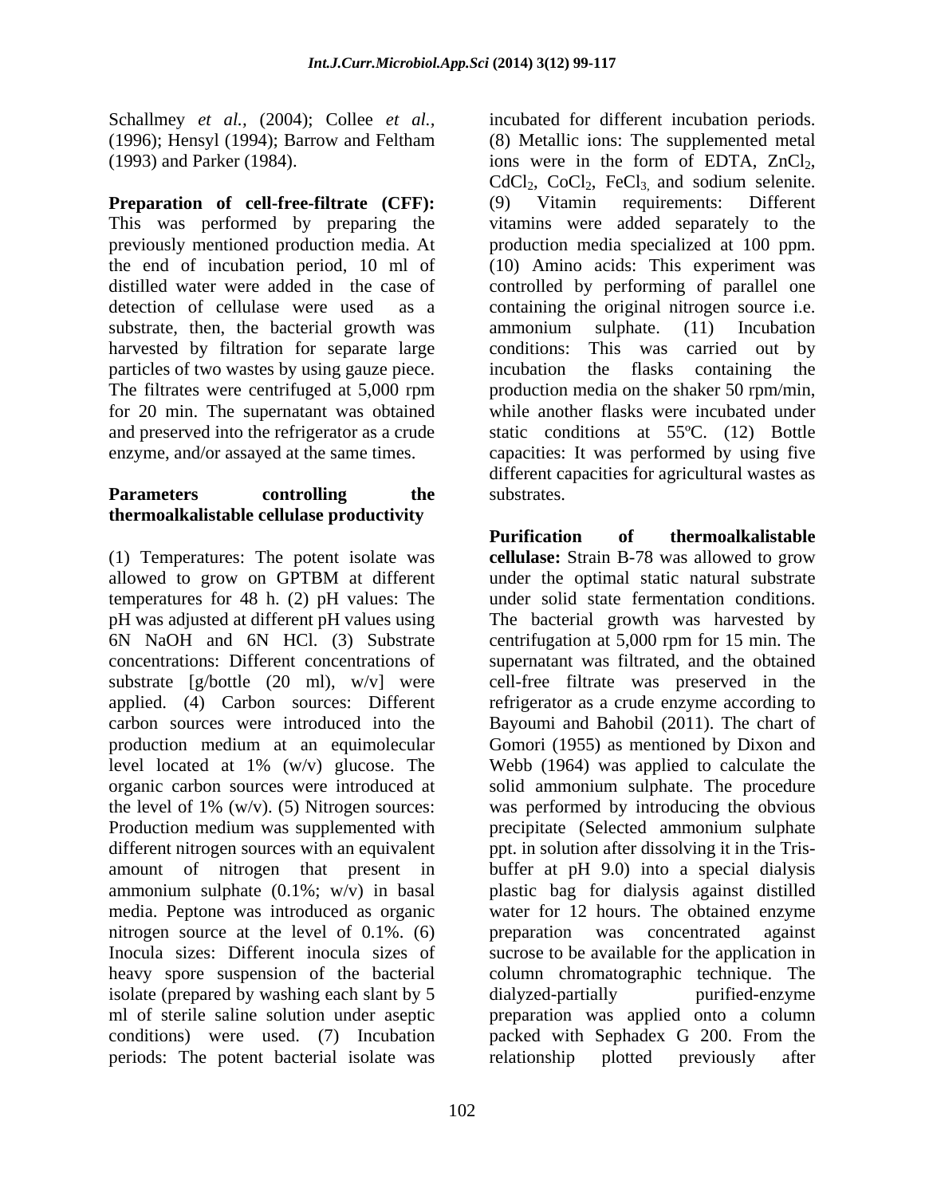Schallmey *et al.*, (2004); Collee *et al.*, (1996); Hensyl (1994); Barrow and Feltham (1993) and Parker (1984).

**Preparation of cell-free-filtrate (CFF):** This was performed by preparing the previously mentioned production media. At the end of incubation period, 10 ml of distilled water were added in the case of detection of cellulase were used as a substrate, then, the bacterial growth was harvested by filtration for separate large particles of two wastes by using gauze piece. The filtrates were centrifuged at 5,000 rpm for 20 min. The supernatant was obtained and preserved into the refrigerator as a crude enzyme, and/or assayed at the same times.

**Parameters controlling the thermoalkalistable cellulase productivity**

(1) Temperatures: The potent isolate was allowed to grow on GPTBM at different temperatures for 48 h. (2) pH values: The pH was adjusted at different pH values using 6N NaOH and 6N HCl. (3) Substrate concentrations: Different concentrations of substrate [g/bottle (20 ml), w/v] were applied. (4) Carbon sources: Different carbon sources were introduced into the production medium at an equimolecular level located at 1% (w/v) glucose. The organic carbon sources were introduced at the level of 1% (w/v). (5) Nitrogen sources: Production medium was supplemented with different nitrogen sources with an equivalent amount of nitrogen that present in ammonium sulphate (0.1%; w/v) in basal media. Peptone was introduced as organic nitrogen source at the level of 0.1%. (6) Inocula sizes: Different inocula sizes of heavy spore suspension of the bacterial isolate (prepared by washing each slant by 5 ml of sterile saline solution under aseptic conditions) were used. (7) Incubation periods: The potent bacterial isolate was incubated for different incubation periods. (8) Metallic ions: The supplemented metal ions were in the form of EDTA, $ZnCl_2$, $CdCl_2$, $CoCl_2$, $FeCl_3$, and sodium selenite. (9) Vitamin requirements: Different vitamins were added separately to the production media specialized at 100 ppm. (10) Amino acids: This experiment was controlled by performing of parallel one containing the original nitrogen source i.e. ammonium sulphate. (11) Incubation conditions: This was carried out by incubation the flasks containing the production media on the shaker 50 rpm/min, while another flasks were incubated under static conditions at 55ºC. (12) Bottle capacities: It was performed by using five different capacities for agricultural wastes as substrates.

**Purification of thermoalkalistable cellulase:** Strain B-78 was allowed to grow under the optimal static natural substrate under solid state fermentation conditions. The bacterial growth was harvested by centrifugation at 5,000 rpm for 15 min. The supernatant was filtrated, and the obtained cell-free filtrate was preserved in the refrigerator as a crude enzyme according to Bayoumi and Bahobil (2011). The chart of Gomori (1955) as mentioned by Dixon and Webb (1964) was applied to calculate the solid ammonium sulphate. The procedure was performed by introducing the obvious precipitate (Selected ammonium sulphate ppt. in solution after dissolving it in the Tris-buffer at pH 9.0) into a special dialysis plastic bag for dialysis against distilled water for 12 hours. The obtained enzyme preparation was concentrated against sucrose to be available for the application in column chromatographic technique. The dialyzed-partially purified-enzyme preparation was applied onto a column packed with Sephadex G 200. From the relationship plotted previously after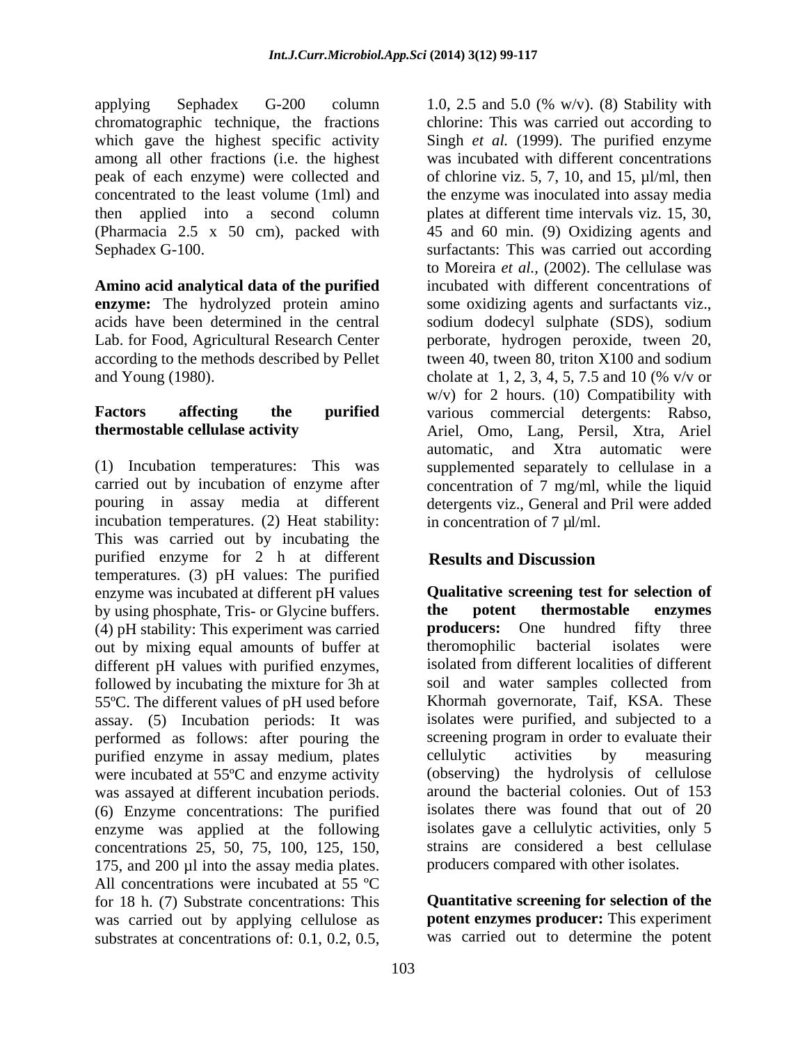applying Sephadex G-200 column chromatographic technique, the fractions which gave the highest specific activity among all other fractions (i.e. the highest peak of each enzyme) were collected and concentrated to the least volume (1ml) and then applied into a second column (Pharmacia 2.5 x 50 cm), packed with Sephadex G-100.

**Amino acid analytical data of the purified enzyme:** The hydrolyzed protein amino acids have been determined in the central Lab. for Food, Agricultural Research Center according to the methods described by Pellet and Young (1980).

**Factors affecting the purified thermostable cellulase activity**

(1) Incubation temperatures: This was carried out by incubation of enzyme after pouring in assay media at different incubation temperatures. (2) Heat stability: This was carried out by incubating the purified enzyme for 2 h at different temperatures. (3) pH values: The purified enzyme was incubated at different pH values by using phosphate, Tris- or Glycine buffers. (4) pH stability: This experiment was carried out by mixing equal amounts of buffer at different pH values with purified enzymes, followed by incubating the mixture for 3h at 55ºC. The different values of pH used before assay. (5) Incubation periods: It was performed as follows: after pouring the purified enzyme in assay medium, plates were incubated at 55ºC and enzyme activity was assayed at different incubation periods. (6) Enzyme concentrations: The purified enzyme was applied at the following concentrations 25, 50, 75, 100, 125, 150, 175, and 200 µl into the assay media plates. All concentrations were incubated at 55 ºC for 18 h. (7) Substrate concentrations: This was carried out by applying cellulose as substrates at concentrations of: 0.1, 0.2, 0.5, 1.0, 2.5 and 5.0 (% w/v). (8) Stability with chlorine: This was carried out according to Singh *et al.* (1999). The purified enzyme was incubated with different concentrations of chlorine viz. 5, 7, 10, and 15, µl/ml, then the enzyme was inoculated into assay media plates at different time intervals viz. 15, 30, 45 and 60 min. (9) Oxidizing agents and surfactants: This was carried out according to Moreira *et al.*, (2002). The cellulase was incubated with different concentrations of some oxidizing agents and surfactants viz., sodium dodecyl sulphate (SDS), sodium perborate, hydrogen peroxide, tween 20, tween 40, tween 80, triton X100 and sodium cholate at 1, 2, 3, 4, 5, 7.5 and 10 (% v/v or w/v) for 2 hours. (10) Compatibility with various commercial detergents: Rabso, Ariel, Omo, Lang, Persil, Xtra, Ariel automatic, and Xtra automatic were supplemented separately to cellulase in a concentration of 7 mg/ml, while the liquid detergents viz., General and Pril were added in concentration of 7 µl/ml.

## Results and Discussion

**Qualitative screening test for selection of the potent thermostable enzymes producers:** One hundred fifty three theromophilic bacterial isolates were isolated from different localities of different soil and water samples collected from Khormah governorate, Taif, KSA. These isolates were purified, and subjected to a screening program in order to evaluate their cellulytic activities by measuring (observing) the hydrolysis of cellulose around the bacterial colonies. Out of 153 isolates there was found that out of 20 isolates gave a cellulytic activities, only 5 strains are considered a best cellulase producers compared with other isolates.

**Quantitative screening for selection of the potent enzymes producer:** This experiment was carried out to determine the potent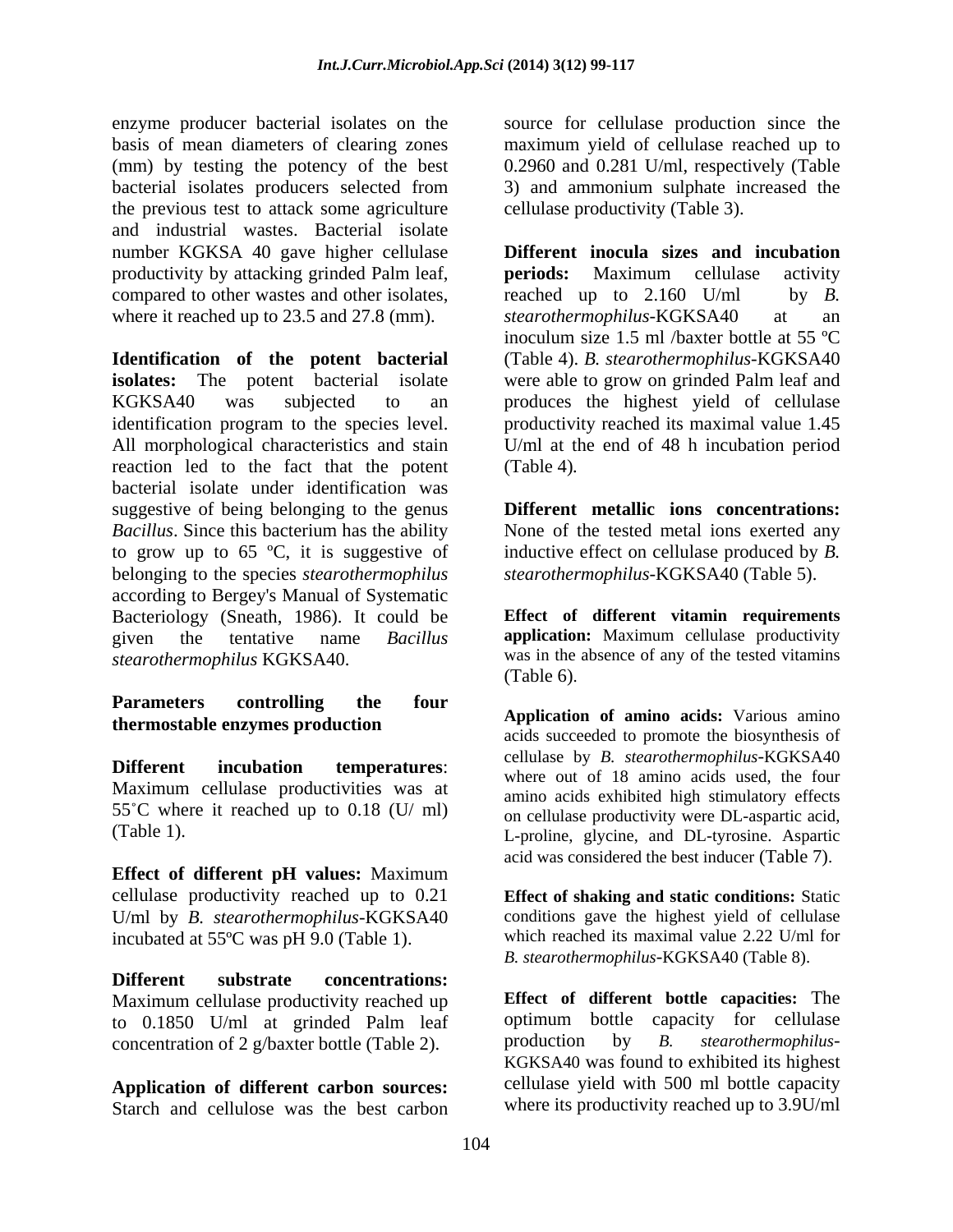enzyme producer bacterial isolates on the basis of mean diameters of clearing zones (mm) by testing the potency of the best bacterial isolates producers selected from the previous test to attack some agriculture and industrial wastes. Bacterial isolate number KGKSA 40 gave higher cellulase productivity by attacking grinded Palm leaf, compared to other wastes and other isolates, where it reached up to 23.5 and 27.8 (mm).

**Identification of the potent bacterial isolates:** The potent bacterial isolate KGKSA40 was subjected to an identification program to the species level. All morphological characteristics and stain reaction led to the fact that the potent bacterial isolate under identification was suggestive of being belonging to the genus *Bacillus*. Since this bacterium has the ability to grow up to 65 ºC, it is suggestive of belonging to the species *stearothermophilus* according to Bergey's Manual of Systematic Bacteriology (Sneath, 1986). It could be given the tentative name *Bacillus stearothermophilus* KGKSA40.

**Parameters controlling the four thermostable enzymes production**

**Different incubation temperatures**: Maximum cellulase productivities was at 55˚C where it reached up to 0.18 (U/ ml) (Table 1).

**Effect of different pH values:** Maximum cellulase productivity reached up to 0.21 U/ml by *B. stearothermophilus*-KGKSA40 incubated at 55ºC was pH 9.0 (Table 1).

**Different substrate concentrations:** Maximum cellulase productivity reached up to 0.1850 U/ml at grinded Palm leaf concentration of 2 g/baxter bottle (Table 2).

**Application of different carbon sources:** Starch and cellulose was the best carbon source for cellulase production since the maximum yield of cellulase reached up to 0.2960 and 0.281 U/ml, respectively (Table 3) and ammonium sulphate increased the cellulase productivity (Table 3).

**Different inocula sizes and incubation periods:** Maximum cellulase activity reached up to 2.160 U/ml by *B. stearothermophilus*-KGKSA40 at an inoculum size 1.5 ml /baxter bottle at 55 ºC (Table 4). *B. stearothermophilus*-KGKSA40 were able to grow on grinded Palm leaf and produces the highest yield of cellulase productivity reached its maximal value 1.45 U/ml at the end of 48 h incubation period (Table 4).

**Different metallic ions concentrations:** None of the tested metal ions exerted any inductive effect on cellulase produced by *B. stearothermophilus*-KGKSA40 (Table 5).

**Effect of different vitamin requirements application:** Maximum cellulase productivity was in the absence of any of the tested vitamins (Table 6).

**Application of amino acids:** Various amino acids succeeded to promote the biosynthesis of cellulase by *B. stearothermophilus*-KGKSA40 where out of 18 amino acids used, the four amino acids exhibited high stimulatory effects on cellulase productivity were DL-aspartic acid, L-proline, glycine, and DL-tyrosine. Aspartic acid was considered the best inducer (Table 7).

**Effect of shaking and static conditions:** Static conditions gave the highest yield of cellulase which reached its maximal value 2.22 U/ml for *B. stearothermophilus*-KGKSA40 (Table 8).

**Effect of different bottle capacities:** The optimum bottle capacity for cellulase production by *B. stearothermophilus*-KGKSA40 was found to exhibited its highest cellulase yield with 500 ml bottle capacity where its productivity reached up to 3.9U/ml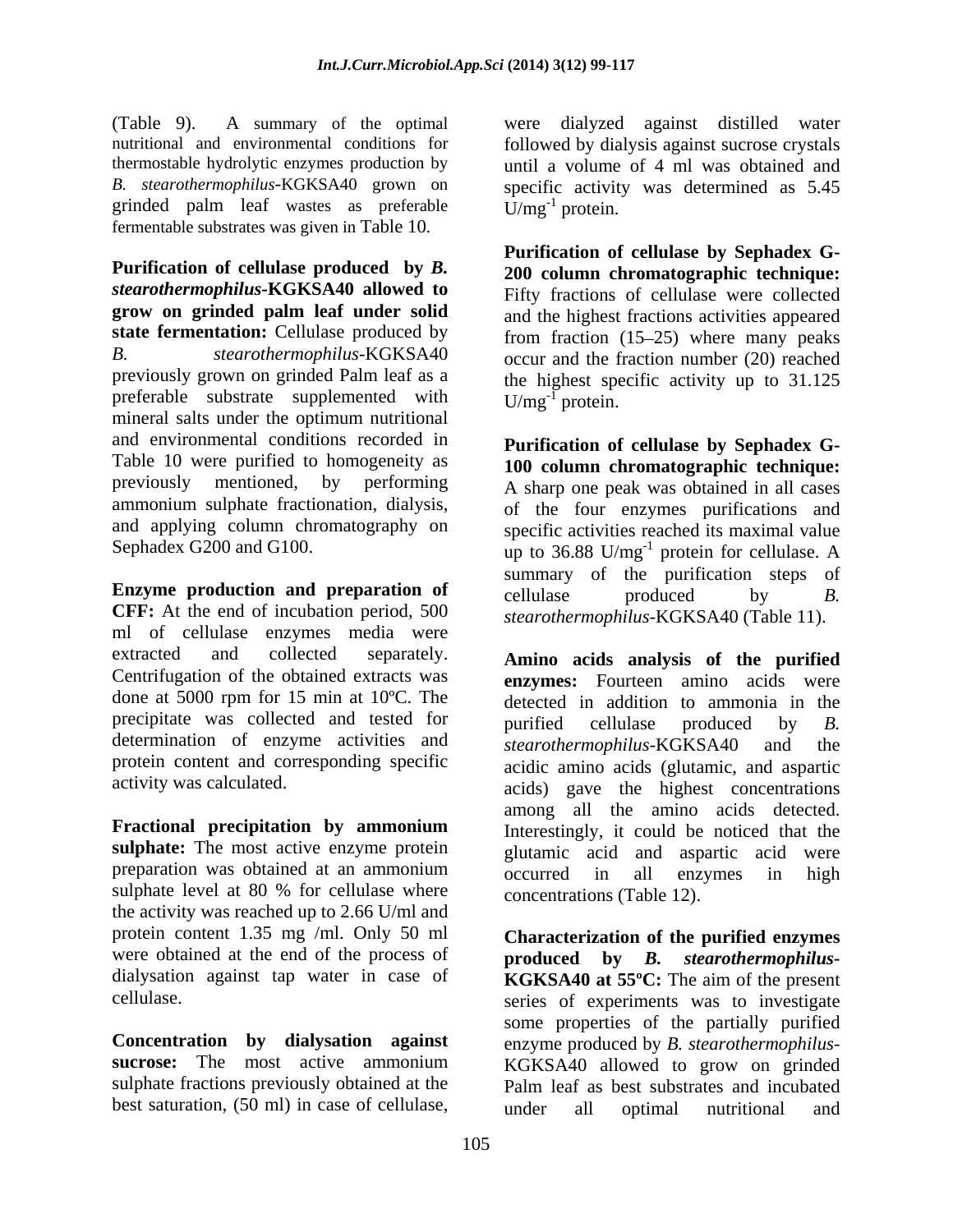(Table 9). A summary of the optimal nutritional and environmental conditions for thermostable hydrolytic enzymes production by *B. stearothermophilus*-KGKSA40 grown on grinded palm leaf wastes as preferable fermentable substrates was given in Table 10.

**Purification of cellulase produced by *B. stearothermophilus*-KGKSA40 allowed to grow on grinded palm leaf under solid state fermentation:** Cellulase produced by *B. stearothermophilus*-KGKSA40 previously grown on grinded Palm leaf as a preferable substrate supplemented with mineral salts under the optimum nutritional and environmental conditions recorded in Table 10 were purified to homogeneity as previously mentioned, by performing ammonium sulphate fractionation, dialysis, and applying column chromatography on Sephadex G200 and G100.

**Enzyme production and preparation of CFF:** At the end of incubation period, 500 ml of cellulase enzymes media were extracted and collected separately. Centrifugation of the obtained extracts was done at 5000 rpm for 15 min at 10ºC. The precipitate was collected and tested for determination of enzyme activities and protein content and corresponding specific activity was calculated.

**Fractional precipitation by ammonium sulphate:** The most active enzyme protein preparation was obtained at an ammonium sulphate level at 80 % for cellulase where the activity was reached up to 2.66 U/ml and protein content 1.35 mg /ml. Only 50 ml were obtained at the end of the process of dialysation against tap water in case of cellulase.

**Concentration by dialysation against sucrose:** The most active ammonium sulphate fractions previously obtained at the best saturation, (50 ml) in case of cellulase, were dialyzed against distilled water followed by dialysis against sucrose crystals until a volume of 4 ml was obtained and specific activity was determined as 5.45 $U/mg^{-1}$ protein.

**Purification of cellulase by Sephadex G-200 column chromatographic technique:** Fifty fractions of cellulase were collected and the highest fractions activities appeared from fraction (15–25) where many peaks occur and the fraction number (20) reached the highest specific activity up to 31.125 $U/mg^{-1}$ protein.

**Purification of cellulase by Sephadex G-100 column chromatographic technique:** A sharp one peak was obtained in all cases of the four enzymes purifications and specific activities reached its maximal value up to 36.88 $U/mg^{-1}$ protein for cellulase. A summary of the purification steps of cellulase produced by *B. stearothermophilus*-KGKSA40 (Table 11).

**Amino acids analysis of the purified enzymes:** Fourteen amino acids were detected in addition to ammonia in the purified cellulase produced by *B. stearothermophilus*-KGKSA40 and the acidic amino acids (glutamic, and aspartic acids) gave the highest concentrations among all the amino acids detected. Interestingly, it could be noticed that the glutamic acid and aspartic acid were occurred in all enzymes in high concentrations (Table 12).

**Characterization of the purified enzymes produced by *B. stearothermophilus*-KGKSA40 at 55ºC:** The aim of the present series of experiments was to investigate some properties of the partially purified enzyme produced by *B. stearothermophilus*-KGKSA40 allowed to grow on grinded Palm leaf as best substrates and incubated under all optimal nutritional and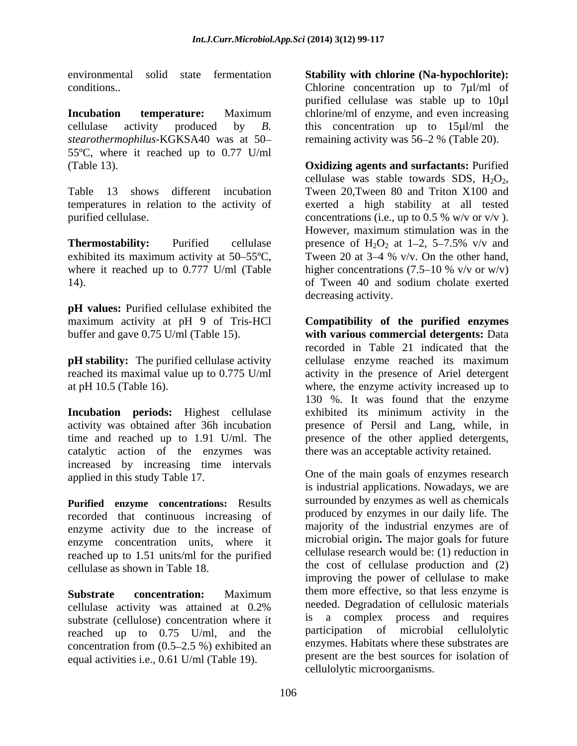environmental solid state fermentation conditions..

**Incubation temperature:** Maximum cellulase activity produced by *B. stearothermophilus*-KGKSA40 was at 50–55ºC, where it reached up to 0.77 U/ml (Table 13).

Table 13 shows different incubation temperatures in relation to the activity of purified cellulase.

**Thermostability:** Purified cellulase exhibited its maximum activity at 50–55ºC, where it reached up to 0.777 U/ml (Table 14).

**pH values:** Purified cellulase exhibited the maximum activity at pH 9 of Tris-HCl buffer and gave 0.75 U/ml (Table 15).

**pH stability:** The purified cellulase activity reached its maximal value up to 0.775 U/ml at pH 10.5 (Table 16).

**Incubation periods:** Highest cellulase activity was obtained after 36h incubation time and reached up to 1.91 U/ml. The catalytic action of the enzymes was increased by increasing time intervals applied in this study Table 17.

**Purified enzyme concentrations:** Results recorded that continuous increasing of enzyme activity due to the increase of enzyme concentration units, where it reached up to 1.51 units/ml for the purified cellulase as shown in Table 18.

**Substrate concentration:** Maximum cellulase activity was attained at 0.2% substrate (cellulose) concentration where it reached up to 0.75 U/ml, and the concentration from (0.5–2.5 %) exhibited an equal activities i.e., 0.61 U/ml (Table 19).

**Stability with chlorine (Na-hypochlorite):** Chlorine concentration up to 7µl/ml of purified cellulase was stable up to 10µl chlorine/ml of enzyme, and even increasing this concentration up to 15µl/ml the remaining activity was 56–2 % (Table 20).

**Oxidizing agents and surfactants:** Purified cellulase was stable towards SDS, $H_2O_2$, Tween 20,Tween 80 and Triton X100 and exerted a high stability at all tested concentrations (i.e., up to 0.5 % w/v or v/v ). However, maximum stimulation was in the presence of $H_2O_2$ at 1–2, 5–7.5% v/v and Tween 20 at 3–4 % v/v. On the other hand, higher concentrations (7.5–10 % v/v or w/v) of Tween 40 and sodium cholate exerted decreasing activity.

**Compatibility of the purified enzymes with various commercial detergents:** Data recorded in Table 21 indicated that the cellulase enzyme reached its maximum activity in the presence of Ariel detergent where, the enzyme activity increased up to 130 %. It was found that the enzyme exhibited its minimum activity in the presence of Persil and Lang, while, in presence of the other applied detergents, there was an acceptable activity retained.

One of the main goals of enzymes research is industrial applications. Nowadays, we are surrounded by enzymes as well as chemicals produced by enzymes in our daily life. The majority of the industrial enzymes are of microbial origin**.** The major goals for future cellulase research would be: (1) reduction in the cost of cellulase production and (2) improving the power of cellulase to make them more effective, so that less enzyme is needed. Degradation of cellulosic materials is a complex process and requires participation of microbial cellulolytic enzymes. Habitats where these substrates are present are the best sources for isolation of cellulolytic microorganisms.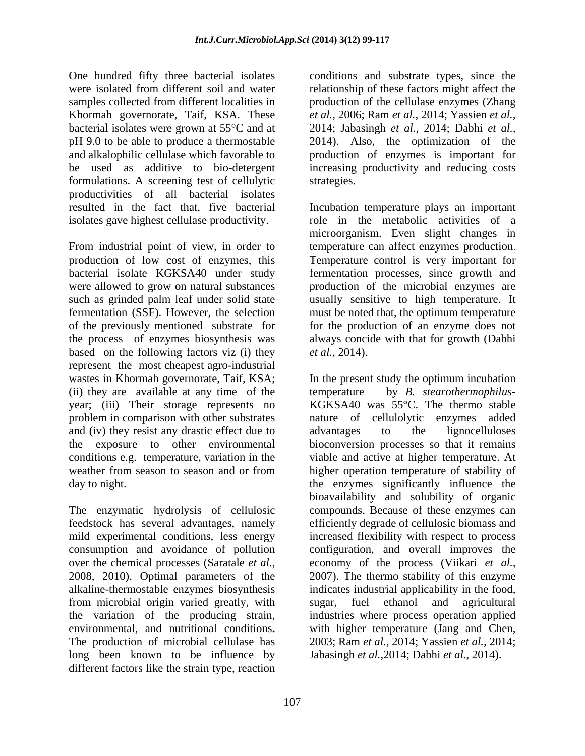One hundred fifty three bacterial isolates were isolated from different soil and water samples collected from different localities in Khormah governorate, Taif, KSA. These bacterial isolates were grown at 55°C and at pH 9.0 to be able to produce a thermostable and alkalophilic cellulase which favorable to be used as additive to bio-detergent formulations. A screening test of cellulytic productivities of all bacterial isolates resulted in the fact that, five bacterial isolates gave highest cellulase productivity.

From industrial point of view, in order to production of low cost of enzymes, this bacterial isolate KGKSA40 under study were allowed to grow on natural substances such as grinded palm leaf under solid state fermentation (SSF). However, the selection of the previously mentioned substrate for the process of enzymes biosynthesis was based on the following factors viz (i) they represent the most cheapest agro-industrial wastes in Khormah governorate, Taif, KSA; (ii) they are available at any time of the year; (iii) Their storage represents no problem in comparison with other substrates and (iv) they resist any drastic effect due to the exposure to other environmental conditions e.g. temperature, variation in the weather from season to season and or from day to night.

The enzymatic hydrolysis of cellulosic feedstock has several advantages, namely mild experimental conditions, less energy consumption and avoidance of pollution over the chemical processes (Saratale *et al.,* 2008, 2010). Optimal parameters of the alkaline-thermostable enzymes biosynthesis from microbial origin varied greatly, with the variation of the producing strain, environmental, and nutritional conditions**.** The production of microbial cellulase has long been known to be influence by different factors like the strain type, reaction conditions and substrate types, since the relationship of these factors might affect the production of the cellulase enzymes (Zhang *et al.,* 2006; Ram *et al.,* 2014; Yassien *et al.,* 2014; Jabasingh *et al.,* 2014; Dabhi *et al.,* 2014). Also, the optimization of the production of enzymes is important for increasing productivity and reducing costs strategies.

Incubation temperature plays an important role in the metabolic activities of a microorganism. Even slight changes in temperature can affect enzymes production. Temperature control is very important for fermentation processes, since growth and production of the microbial enzymes are usually sensitive to high temperature. It must be noted that, the optimum temperature for the production of an enzyme does not always concide with that for growth (Dabhi *et al.,* 2014).

In the present study the optimum incubation temperature by *B. stearothermophilus*-KGKSA40 was 55°C. The thermo stable nature of cellulolytic enzymes added advantages to the lignocelluloses bioconversion processes so that it remains viable and active at higher temperature. At higher operation temperature of stability of the enzymes significantly influence the bioavailability and solubility of organic compounds. Because of these enzymes can efficiently degrade of cellulosic biomass and increased flexibility with respect to process configuration, and overall improves the economy of the process (Viikari *et al.,* 2007). The thermo stability of this enzyme indicates industrial applicability in the food, sugar, fuel ethanol and agricultural industries where process operation applied with higher temperature (Jang and Chen, 2003; Ram *et al.,* 2014; Yassien *et al.,* 2014; Jabasingh *et al.,*2014; Dabhi *et al.,* 2014).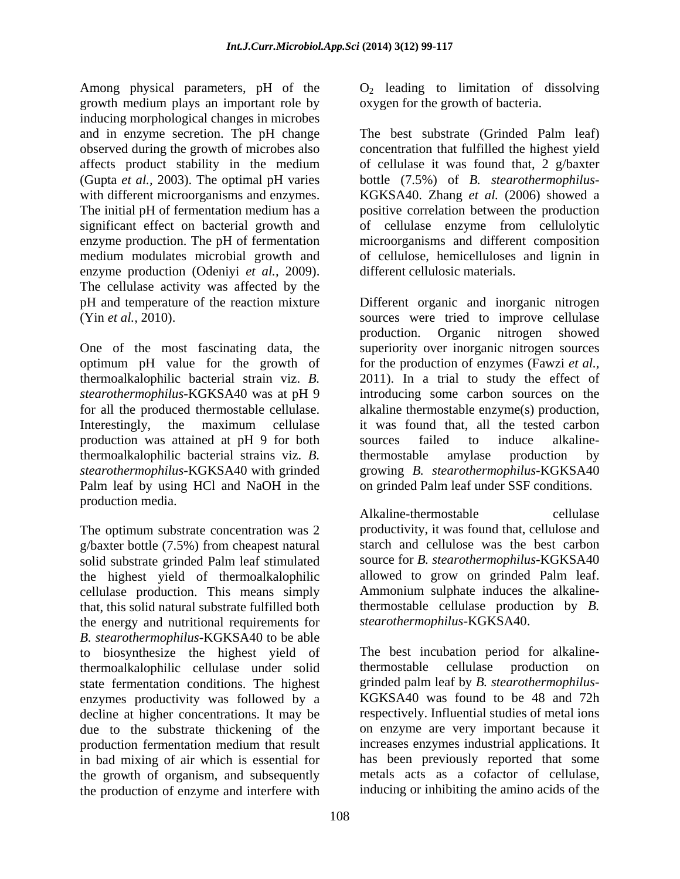Among physical parameters, pH of the growth medium plays an important role by inducing morphological changes in microbes and in enzyme secretion. The pH change observed during the growth of microbes also affects product stability in the medium (Gupta *et al.,* 2003). The optimal pH varies with different microorganisms and enzymes. The initial pH of fermentation medium has a significant effect on bacterial growth and enzyme production. The pH of fermentation medium modulates microbial growth and enzyme production (Odeniyi *et al.,* 2009). The cellulase activity was affected by the pH and temperature of the reaction mixture (Yin *et al.,* 2010).

One of the most fascinating data, the optimum pH value for the growth of thermoalkalophilic bacterial strain viz. *B. stearothermophilus*-KGKSA40 was at pH 9 for all the produced thermostable cellulase. Interestingly, the maximum cellulase production was attained at pH 9 for both thermoalkalophilic bacterial strains viz. *B. stearothermophilus*-KGKSA40 with grinded Palm leaf by using HCl and NaOH in the production media.

The optimum substrate concentration was 2 g/baxter bottle (7.5%) from cheapest natural solid substrate grinded Palm leaf stimulated the highest yield of thermoalkalophilic cellulase production. This means simply that, this solid natural substrate fulfilled both the energy and nutritional requirements for *B. stearothermophilus*-KGKSA40 to be able to biosynthesize the highest yield of thermoalkalophilic cellulase under solid state fermentation conditions. The highest enzymes productivity was followed by a decline at higher concentrations. It may be due to the substrate thickening of the production fermentation medium that result in bad mixing of air which is essential for the growth of organism, and subsequently the production of enzyme and interfere with $O_2$ leading to limitation of dissolving oxygen for the growth of bacteria.

The best substrate (Grinded Palm leaf) concentration that fulfilled the highest yield of cellulase it was found that, 2 g/baxter bottle (7.5%) of *B. stearothermophilus*-KGKSA40. Zhang *et al.* (2006) showed a positive correlation between the production of cellulase enzyme from cellulolytic microorganisms and different composition of cellulose, hemicelluloses and lignin in different cellulosic materials.

Different organic and inorganic nitrogen sources were tried to improve cellulase production. Organic nitrogen showed superiority over inorganic nitrogen sources for the production of enzymes (Fawzi *et al.,* 2011). In a trial to study the effect of introducing some carbon sources on the alkaline thermostable enzyme(s) production, it was found that, all the tested carbon sources failed to induce alkaline-thermostable amylase production by growing *B. stearothermophilus*-KGKSA40 on grinded Palm leaf under SSF conditions.

Alkaline-thermostable cellulase productivity, it was found that, cellulose and starch and cellulose was the best carbon source for *B. stearothermophilus*-KGKSA40 allowed to grow on grinded Palm leaf. Ammonium sulphate induces the alkaline-thermostable cellulase production by *B. stearothermophilus*-KGKSA40.

The best incubation period for alkaline-thermostable cellulase production on grinded palm leaf by *B. stearothermophilus*-KGKSA40 was found to be 48 and 72h respectively. Influential studies of metal ions on enzyme are very important because it increases enzymes industrial applications. It has been previously reported that some metals acts as a cofactor of cellulase, inducing or inhibiting the amino acids of the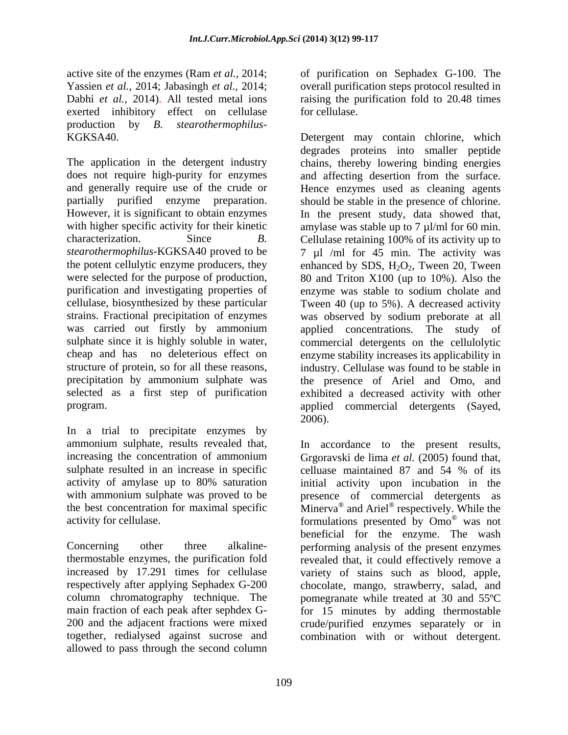active site of the enzymes (Ram *et al.*, 2014; Yassien *et al.*, 2014; Jabasingh *et al.*, 2014; Dabhi *et al.*, 2014). All tested metal ions exerted inhibitory effect on cellulase production by *B. stearothermophilus*-KGKSA40.

The application in the detergent industry does not require high-purity for enzymes and generally require use of the crude or partially purified enzyme preparation. However, it is significant to obtain enzymes with higher specific activity for their kinetic characterization. Since *B. stearothermophilus*-KGKSA40 proved to be the potent cellulytic enzyme producers, they were selected for the purpose of production, purification and investigating properties of cellulase, biosynthesized by these particular strains. Fractional precipitation of enzymes was carried out firstly by ammonium sulphate since it is highly soluble in water, cheap and has no deleterious effect on structure of protein, so for all these reasons, precipitation by ammonium sulphate was selected as a first step of purification program.

In a trial to precipitate enzymes by ammonium sulphate, results revealed that, increasing the concentration of ammonium sulphate resulted in an increase in specific activity of amylase up to 80% saturation with ammonium sulphate was proved to be the best concentration for maximal specific activity for cellulase.

Concerning other three alkaline-thermostable enzymes, the purification fold increased by 17.291 times for cellulase respectively after applying Sephadex G-200 column chromatography technique. The main fraction of each peak after sephdex G-200 and the adjacent fractions were mixed together, redialysed against sucrose and allowed to pass through the second column of purification on Sephadex G-100. The overall purification steps protocol resulted in raising the purification fold to 20.48 times for cellulase.

Detergent may contain chlorine, which degrades proteins into smaller peptide chains, thereby lowering binding energies and affecting desertion from the surface. Hence enzymes used as cleaning agents should be stable in the presence of chlorine. In the present study, data showed that, amylase was stable up to 7 µl/ml for 60 min. Cellulase retaining 100% of its activity up to 7 µl /ml for 45 min. The activity was enhanced by SDS, $H_2O_2$, Tween 20, Tween 80 and Triton X100 (up to 10%). Also the enzyme was stable to sodium cholate and Tween 40 (up to 5%). A decreased activity was observed by sodium preborate at all applied concentrations. The study of commercial detergents on the cellulolytic enzyme stability increases its applicability in industry. Cellulase was found to be stable in the presence of Ariel and Omo, and exhibited a decreased activity with other applied commercial detergents (Sayed, 2006).

In accordance to the present results, Grgoravski de lima *et al.* (2005) found that, celluase maintained 87 and 54 % of its initial activity upon incubation in the presence of commercial detergents as Minerva® and Ariel® respectively. While the formulations presented by Omo® was not beneficial for the enzyme. The wash performing analysis of the present enzymes revealed that, it could effectively remove a variety of stains such as blood, apple, chocolate, mango, strawberry, salad, and pomegranate while treated at 30 and 55ºC for 15 minutes by adding thermostable crude/purified enzymes separately or in combination with or without detergent.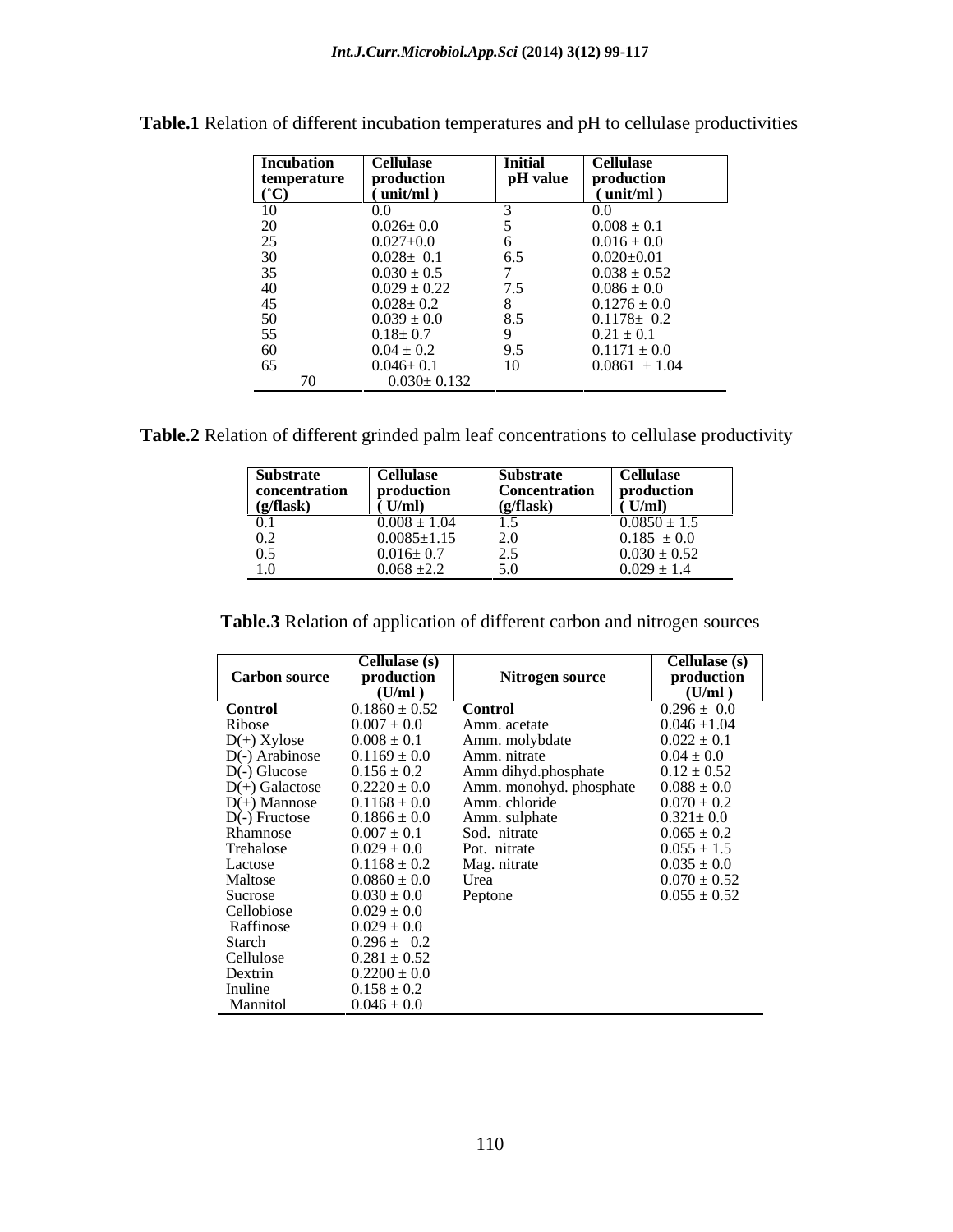**Table.1** Relation of different incubation temperatures and pH to cellulase productivities

| Incubation temperature (˚C) | Cellulase production ( unit/ml ) | Initial pH value | Cellulase production ( unit/ml ) |
|---|---|---|---|
| 10 | 0.0 | 3 | 0.0 |
| 20 | 0.026± 0.0 | 5 | 0.008 ± 0.1 |
| 25 | 0.027±0.0 | 6 | 0.016 ± 0.0 |
| 30 | 0.028± 0.1 | 6.5 | 0.020±0.01 |
| 35 | 0.030 ± 0.5 | 7 | 0.038 ± 0.52 |
| 40 | 0.029 ± 0.22 | 7.5 | 0.086 ± 0.0 |
| 45 | 0.028± 0.2 | 8 | 0.1276 ± 0.0 |
| 50 | 0.039 ± 0.0 | 8.5 | 0.1178± 0.2 |
| 55 | 0.18± 0.7 | 9 | 0.21 ± 0.1 |
| 60 | 0.04 ± 0.2 | 9.5 | 0.1171 ± 0.0 |
| 65 | 0.046± 0.1 | 10 | 0.0861 ± 1.04 |
| 70 | 0.030± 0.132 | | |

**Table.2** Relation of different grinded palm leaf concentrations to cellulase productivity

| Substrate concentration (g/flask) | Cellulase production ( U/ml) | Substrate Concentration (g/flask) | Cellulase production ( U/ml) |
|---|---|---|---|
| 0.1 | 0.008 ± 1.04 | 1.5 | 0.0850 ± 1.5 |
| 0.2 | 0.0085±1.15 | 2.0 | 0.185 ± 0.0 |
| 0.5 | 0.016± 0.7 | 2.5 | 0.030 ± 0.52 |
| 1.0 | 0.068 ±2.2 | 5.0 | 0.029 ± 1.4 |

**Table.3** Relation of application of different carbon and nitrogen sources

| Carbon source | Cellulase (s) production (U/ml ) | Nitrogen source | Cellulase (s) production (U/ml ) |
|---|---|---|---|
| **Control** | 0.1860 ± 0.52 | **Control** | 0.296 ± 0.0 |
| Ribose | 0.007 ± 0.0 | Amm. acetate | 0.046 ±1.04 |
| D(+) Xylose | 0.008 ± 0.1 | Amm. molybdate | 0.022 ± 0.1 |
| D(-) Arabinose | 0.1169 ± 0.0 | Amm. nitrate | 0.04 ± 0.0 |
| D(-) Glucose | 0.156 ± 0.2 | Amm dihyd.phosphate | 0.12 ± 0.52 |
| D(+) Galactose | 0.2220 ± 0.0 | Amm. monohyd. phosphate | 0.088 ± 0.0 |
| D(+) Mannose | 0.1168 ± 0.0 | Amm. chloride | 0.070 ± 0.2 |
| D(-) Fructose | 0.1866 ± 0.0 | Amm. sulphate | 0.321± 0.0 |
| Rhamnose | 0.007 ± 0.1 | Sod. nitrate | 0.065 ± 0.2 |
| Trehalose | 0.029 ± 0.0 | Pot. nitrate | 0.055 ± 1.5 |
| Lactose | 0.1168 ± 0.2 | Mag. nitrate | 0.035 ± 0.0 |
| Maltose | 0.0860 ± 0.0 | Urea | 0.070 ± 0.52 |
| Sucrose | 0.030 ± 0.0 | Peptone | 0.055 ± 0.52 |
| Cellobiose | 0.029 ± 0.0 | | |
| Raffinose | 0.029 ± 0.0 | | |
| Starch | 0.296 ± 0.2 | | |
| Cellulose | 0.281 ± 0.52 | | |
| Dextrin | 0.2200 ± 0.0 | | |
| Inuline | 0.158 ± 0.2 | | |
| Mannitol | 0.046 ± 0.0 | | |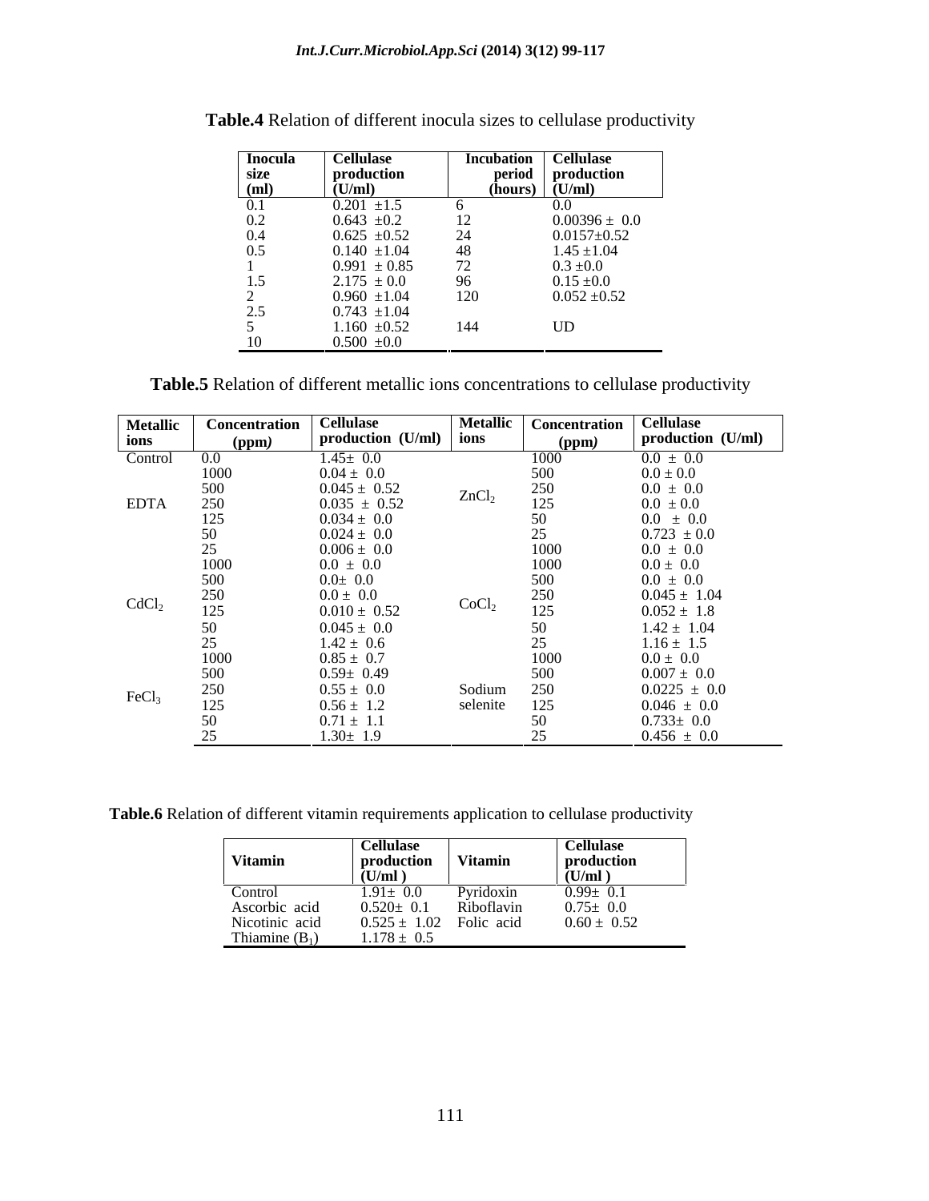**Table.4** Relation of different inocula sizes to cellulase productivity

| Inocula size (ml) | Cellulase production (U/ml) | Incubation period (hours) | Cellulase production (U/ml) |
|---|---|---|---|
| 0.1 | 0.201 ±1.5 | 6 | 0.0 |
| 0.2 | 0.643 ±0.2 | 12 | 0.00396 ± 0.0 |
| 0.4 | 0.625 ±0.52 | 24 | 0.0157±0.52 |
| 0.5 | 0.140 ±1.04 | 48 | 1.45 ±1.04 |
| 1 | 0.991 ± 0.85 | 72 | 0.3 ±0.0 |
| 1.5 | 2.175 ± 0.0 | 96 | 0.15 ±0.0 |
| 2 | 0.960 ±1.04 | 120 | 0.052 ±0.52 |
| 2.5 | 0.743 ±1.04 | | |
| 5 | 1.160 ±0.52 | 144 | UD |
| 10 | 0.500 ±0.0 | | |

**Table.5** Relation of different metallic ions concentrations to cellulase productivity

| Metallic ions | Concentration (ppm) | Cellulase production (U/ml) | Metallic ions | Concentration (ppm) | Cellulase production (U/ml) |
|---|---|---|---|---|---|
| Control | 0.0 | 1.45± 0.0 | | 1000 | 0.0 ± 0.0 |
| EDTA | 1000 | 0.04 ± 0.0 | $ZnCl_2$ | 500 | 0.0 ± 0.0 |
| | 500 | 0.045 ± 0.52 | | 250 | 0.0 ± 0.0 |
| | 250 | 0.035 ± 0.52 | | 125 | 0.0 ± 0.0 |
| | 125 | 0.034 ± 0.0 | | 50 | 0.0 ± 0.0 |
| | 50 | 0.024 ± 0.0 | | 25 | 0.723 ± 0.0 |
| | 25 | 0.006 ± 0.0 | | 1000 | 0.0 ± 0.0 |
| $CdCl_2$ | 1000 | 0.0 ± 0.0 | $CoCl_2$ | 1000 | 0.0 ± 0.0 |
| | 500 | 0.0± 0.0 | | 500 | 0.0 ± 0.0 |
| | 250 | 0.0 ± 0.0 | | 250 | 0.045 ± 1.04 |
| | 125 | 0.010 ± 0.52 | | 125 | 0.052 ± 1.8 |
| | 50 | 0.045 ± 0.0 | | 50 | 1.42 ± 1.04 |
| | 25 | 1.42 ± 0.6 | | 25 | 1.16 ± 1.5 |
| $FeCl_3$ | 1000 | 0.85 ± 0.7 | Sodium selenite | 1000 | 0.0 ± 0.0 |
| | 500 | 0.59± 0.49 | | 500 | 0.007 ± 0.0 |
| | 250 | 0.55 ± 0.0 | | 250 | 0.0225 ± 0.0 |
| | 125 | 0.56 ± 1.2 | | 125 | 0.046 ± 0.0 |
| | 50 | 0.71 ± 1.1 | | 50 | 0.733± 0.0 |
| | 25 | 1.30± 1.9 | | 25 | 0.456 ± 0.0 |

**Table.6** Relation of different vitamin requirements application to cellulase productivity

| Vitamin | Cellulase production (U/ml ) | Vitamin | Cellulase production (U/ml ) |
|---|---|---|---|
| Control | 1.91± 0.0 | Pyridoxin | 0.99± 0.1 |
| Ascorbic acid | 0.520± 0.1 | Riboflavin | 0.75± 0.0 |
| Nicotinic acid | 0.525 ± 1.02 | Folic acid | 0.60 ± 0.52 |
| Thiamine ($B_1$) | 1.178 ± 0.5 | | |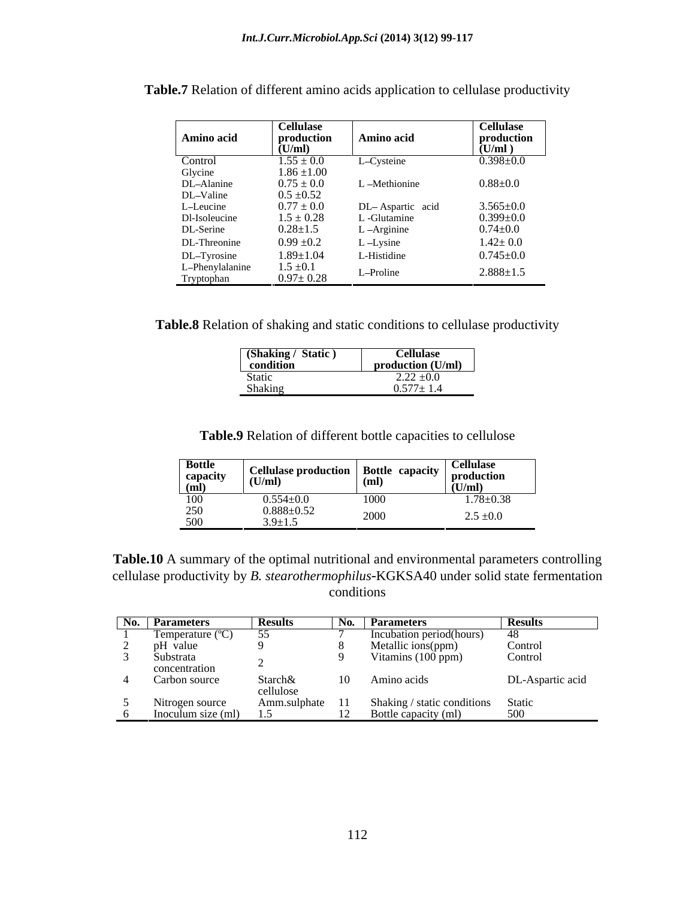**Table.7** Relation of different amino acids application to cellulase productivity

| Amino acid | Cellulase production (U/ml) | Amino acid | Cellulase production (U/ml ) |
|---|---|---|---|
| Control | 1.55 ± 0.0 | L–Cysteine | 0.398±0.0 |
| Glycine | 1.86 ±1.00 | | |
| DL–Alanine | 0.75 ± 0.0 | L –Methionine | 0.88±0.0 |
| DL–Valine | 0.5 ±0.52 | | |
| L–Leucine | 0.77 ± 0.0 | DL– Aspartic acid | 3.565±0.0 |
| Dl-Isoleucine | 1.5 ± 0.28 | L -Glutamine | 0.399±0.0 |
| DL-Serine | 0.28±1.5 | L –Arginine | 0.74±0.0 |
| DL-Threonine | 0.99 ±0.2 | L –Lysine | 1.42± 0.0 |
| DL–Tyrosine | 1.89±1.04 | L-Histidine | 0.745±0.0 |
| L–Phenylalanine | 1.5 ±0.1 | L–Proline | 2.888±1.5 |
| Tryptophan | 0.97± 0.28 | | |

**Table.8** Relation of shaking and static conditions to cellulase productivity

| (Shaking / Static ) condition | Cellulase production (U/ml) |
|---|---|
| Static | 2.22 ±0.0 |
| Shaking | 0.577± 1.4 |

**Table.9** Relation of different bottle capacities to cellulose

| Bottle capacity (ml) | Cellulase production (U/ml) | Bottle capacity (ml) | Cellulase production (U/ml) |
|---|---|---|---|
| 100 | 0.554±0.0 | 1000 | 1.78±0.38 |
| 250 | 0.888±0.52 | 2000 | 2.5 ±0.0 |
| 500 | 3.9±1.5 | | |

**Table.10** A summary of the optimal nutritional and environmental parameters controlling cellulase productivity by *B. stearothermophilus*-KGKSA40 under solid state fermentation conditions

| No. | Parameters | Results | No. | Parameters | Results |
|---|---|---|---|---|---|
| 1 | Temperature (°C) | 55 | 7 | Incubation period(hours) | 48 |
| 2 | pH value | 9 | 8 | Metallic ions(ppm) | Control |
| 3 | Substrata concentration | 2 | 9 | Vitamins (100 ppm) | Control |
| 4 | Carbon source | Starch& cellulose | 10 | Amino acids | DL-Aspartic acid |
| 5 | Nitrogen source | Amm.sulphate | 11 | Shaking / static conditions | Static |
| 6 | Inoculum size (ml) | 1.5 | 12 | Bottle capacity (ml) | 500 |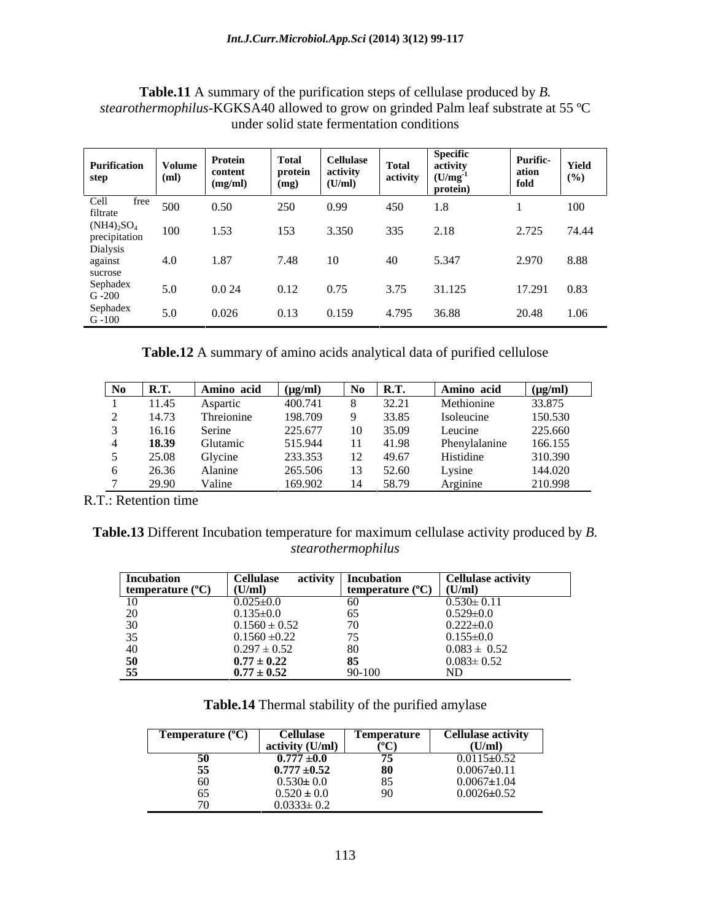**Table.11** A summary of the purification steps of cellulase produced by *B. stearothermophilus*-KGKSA40 allowed to grow on grinded Palm leaf substrate at 55 ºC under solid state fermentation conditions

| Purification step | Volume (ml) | Protein content (mg/ml) | Total protein (mg) | Cellulase activity (U/ml) | Total activity | Specific activity ($U/mg^{-1}$ protein) | Purific-ation fold | Yield (%) |
|---|---|---|---|---|---|---|---|---|
| Cell free filtrate | 500 | 0.50 | 250 | 0.99 | 450 | 1.8 | 1 | 100 |
| $(NH4)_2SO_4$ precipitation | 100 | 1.53 | 153 | 3.350 | 335 | 2.18 | 2.725 | 74.44 |
| Dialysis against sucrose | 4.0 | 1.87 | 7.48 | 10 | 40 | 5.347 | 2.970 | 8.88 |
| Sephadex G -200 | 5.0 | 0.0 24 | 0.12 | 0.75 | 3.75 | 31.125 | 17.291 | 0.83 |
| Sephadex G -100 | 5.0 | 0.026 | 0.13 | 0.159 | 4.795 | 36.88 | 20.48 | 1.06 |

**Table.12** A summary of amino acids analytical data of purified cellulose

| No | R.T. | Amino acid | (µg/ml) | No | R.T. | Amino acid | (µg/ml) |
|---|---|---|---|---|---|---|---|
| 1 | 11.45 | Aspartic | 400.741 | 8 | 32.21 | Methionine | 33.875 |
| 2 | 14.73 | Threionine | 198.709 | 9 | 33.85 | Isoleucine | 150.530 |
| 3 | 16.16 | Serine | 225.677 | 10 | 35.09 | Leucine | 225.660 |
| 4 | **18.39** | Glutamic | 515.944 | 11 | 41.98 | Phenylalanine | 166.155 |
| 5 | 25.08 | Glycine | 233.353 | 12 | 49.67 | Histidine | 310.390 |
| 6 | 26.36 | Alanine | 265.506 | 13 | 52.60 | Lysine | 144.020 |
| 7 | 29.90 | Valine | 169.902 | 14 | 58.79 | Arginine | 210.998 |

R.T.: Retention time

**Table.13** Different Incubation temperature for maximum cellulase activity produced by *B. stearothermophilus*

| Incubation temperature (ºC) | Cellulase activity (U/ml) | Incubation temperature (ºC) | Cellulase activity (U/ml) |
|---|---|---|---|
| 10 | 0.025±0.0 | 60 | 0.530± 0.11 |
| 20 | 0.135±0.0 | 65 | 0.529±0.0 |
| 30 | 0.1560 ± 0.52 | 70 | 0.222±0.0 |
| 35 | 0.1560 ±0.22 | 75 | 0.155±0.0 |
| 40 | 0.297 ± 0.52 | 80 | 0.083 ± 0.52 |
| **50** | **0.77 ± 0.22** | **85** | 0.083± 0.52 |
| **55** | **0.77 ± 0.52** | 90-100 | ND |

**Table.14** Thermal stability of the purified amylase

| Temperature (ºC) | Cellulase activity (U/ml) | Temperature (ºC) | Cellulase activity (U/ml) |
|---|---|---|---|
| **50** | **0.777 ±0.0** | **75** | 0.0115±0.52 |
| **55** | **0.777 ±0.52** | **80** | 0.0067±0.11 |
| 60 | 0.530± 0.0 | 85 | 0.0067±1.04 |
| 65 | 0.520 ± 0.0 | 90 | 0.0026±0.52 |
| 70 | 0.0333± 0.2 | | |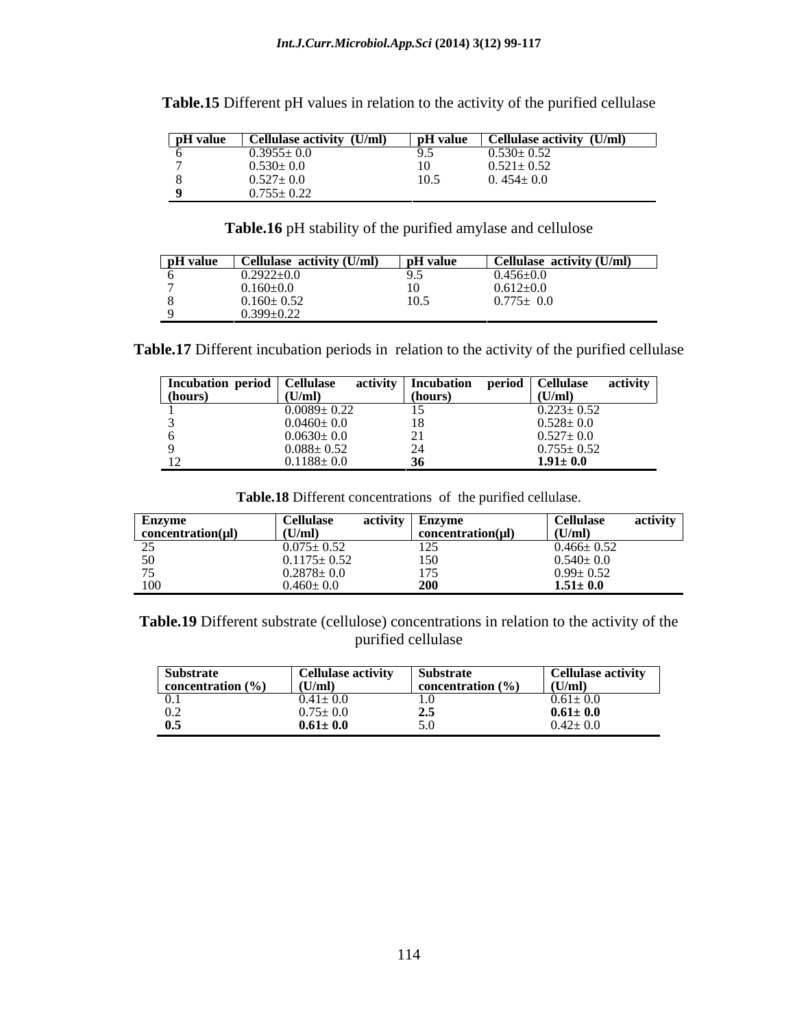**Table.15** Different pH values in relation to the activity of the purified cellulase

| pH value | Cellulase activity (U/ml) | pH value | Cellulase activity (U/ml) |
|---|---|---|---|
| 6 | 0.3955± 0.0 | 9.5 | 0.530± 0.52 |
| 7 | 0.530± 0.0 | 10 | 0.521± 0.52 |
| 8 | 0.527± 0.0 | 10.5 | 0. 454± 0.0 |
| **9** | 0.755± 0.22 | | |

**Table.16** pH stability of the purified amylase and cellulose

| pH value | Cellulase activity (U/ml) | pH value | Cellulase activity (U/ml) |
|---|---|---|---|
| 6 | 0.2922±0.0 | 9.5 | 0.456±0.0 |
| 7 | 0.160±0.0 | 10 | 0.612±0.0 |
| 8 | 0.160± 0.52 | 10.5 | 0.775± 0.0 |
| 9 | 0.399±0.22 | | |

**Table.17** Different incubation periods in relation to the activity of the purified cellulase

| Incubation period (hours) | Cellulase activity (U/ml) | Incubation period (hours) | Cellulase activity (U/ml) |
|---|---|---|---|
| 1 | 0.0089± 0.22 | 15 | 0.223± 0.52 |
| 3 | 0.0460± 0.0 | 18 | 0.528± 0.0 |
| 6 | 0.0630± 0.0 | 21 | 0.527± 0.0 |
| 9 | 0.088± 0.52 | 24 | 0.755± 0.52 |
| 12 | 0.1188± 0.0 | **36** | **1.91± 0.0** |

**Table.18** Different concentrations of the purified cellulase.

| Enzyme concentration(µl) | Cellulase activity (U/ml) | Enzyme concentration(µl) | Cellulase activity (U/ml) |
|---|---|---|---|
| 25 | 0.075± 0.52 | 125 | 0.466± 0.52 |
| 50 | 0.1175± 0.52 | 150 | 0.540± 0.0 |
| 75 | 0.2878± 0.0 | 175 | 0.99± 0.52 |
| 100 | 0.460± 0.0 | **200** | **1.51± 0.0** |

**Table.19** Different substrate (cellulose) concentrations in relation to the activity of the purified cellulase

| Substrate concentration (%) | Cellulase activity (U/ml) | Substrate concentration (%) | Cellulase activity (U/ml) |
|---|---|---|---|
| 0.1 | 0.41± 0.0 | 1.0 | 0.61± 0.0 |
| 0.2 | 0.75± 0.0 | **2.5** | **0.61± 0.0** |
| **0.5** | **0.61± 0.0** | 5.0 | 0.42± 0.0 |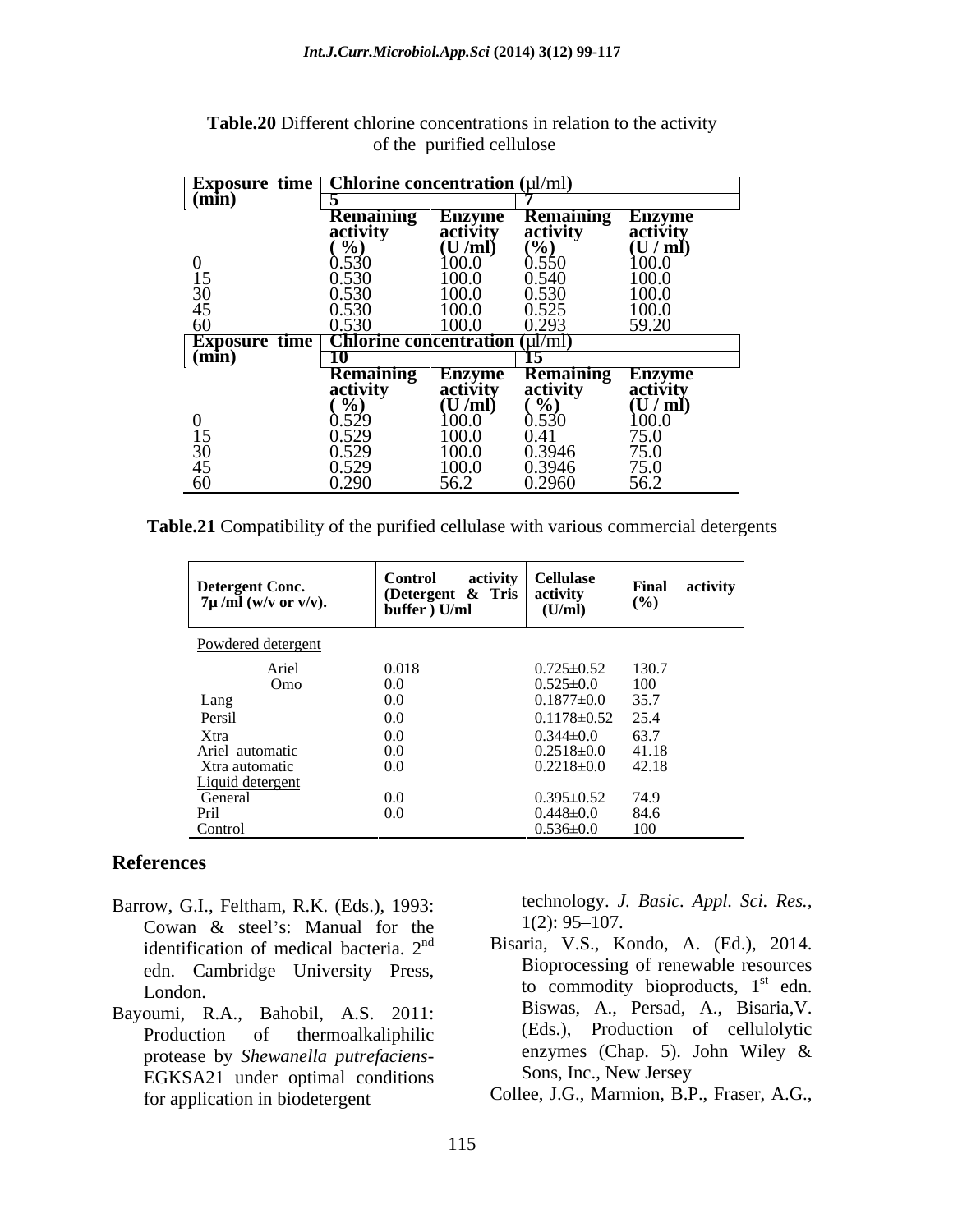**Table.20** Different chlorine concentrations in relation to the activity of the purified cellulose

| Exposure time (min) | Chlorine concentration (µl/ml) | | | |
|---|---|---|---|---|
| | 5 | | 7 | |
| | Remaining activity (%) | Enzyme activity (U /ml) | Remaining activity (%) | Enzyme activity (U / ml) |
| 0 | 0.530 | 100.0 | 0.550 | 100.0 |
| 15 | 0.530 | 100.0 | 0.540 | 100.0 |
| 30 | 0.530 | 100.0 | 0.530 | 100.0 |
| 45 | 0.530 | 100.0 | 0.525 | 100.0 |
| 60 | 0.530 | 100.0 | 0.293 | 59.20 |
| **Exposure time (min)** | **Chlorine concentration (µl/ml)** | | | |
| | 10 | | 15 | |
| | Remaining activity (%) | Enzyme activity (U /ml) | Remaining activity (%) | Enzyme activity (U / ml) |
| 0 | 0.529 | 100.0 | 0.530 | 100.0 |
| 15 | 0.529 | 100.0 | 0.41 | 75.0 |
| 30 | 0.529 | 100.0 | 0.3946 | 75.0 |
| 45 | 0.529 | 100.0 | 0.3946 | 75.0 |
| 60 | 0.290 | 56.2 | 0.2960 | 56.2 |

**Table.21** Compatibility of the purified cellulase with various commercial detergents

| Detergent Conc. 7µ /ml (w/v or v/v). | Control activity (Detergent & Tris buffer ) U/ml | Cellulase activity (U/ml) | Final activity (%) |
|---|---|---|---|
| Powdered detergent | | | |
| Ariel | 0.018 | 0.725±0.52 | 130.7 |
| Omo | 0.0 | 0.525±0.0 | 100 |
| Lang | 0.0 | 0.1877±0.0 | 35.7 |
| Persil | 0.0 | 0.1178±0.52 | 25.4 |
| Xtra | 0.0 | 0.344±0.0 | 63.7 |
| Ariel automatic | 0.0 | 0.2518±0.0 | 41.18 |
| Xtra automatic | 0.0 | 0.2218±0.0 | 42.18 |
| Liquid detergent | | | |
| General | 0.0 | 0.395±0.52 | 74.9 |
| Pril | 0.0 | 0.448±0.0 | 84.6 |
| Control | | 0.536±0.0 | 100 |

## References

Barrow, G.I., Feltham, R.K. (Eds.), 1993: Cowan & steel's: Manual for the identification of medical bacteria. 2nd edn. Cambridge University Press, London.

Bayoumi, R.A., Bahobil, A.S. 2011: Production of thermoalkaliphilic protease by *Shewanella putrefaciens*-EGKSA21 under optimal conditions for application in biodetergent technology. *J. Basic. Appl. Sci. Res.*, 1(2): 95–107.

Bisaria, V.S., Kondo, A. (Ed.), 2014. Bioprocessing of renewable resources to commodity bioproducts, 1st edn. Biswas, A., Persad, A., Bisaria,V. (Eds.), Production of cellulolytic enzymes (Chap. 5). John Wiley & Sons, Inc., New Jersey

Collee, J.G., Marmion, B.P., Fraser, A.G.,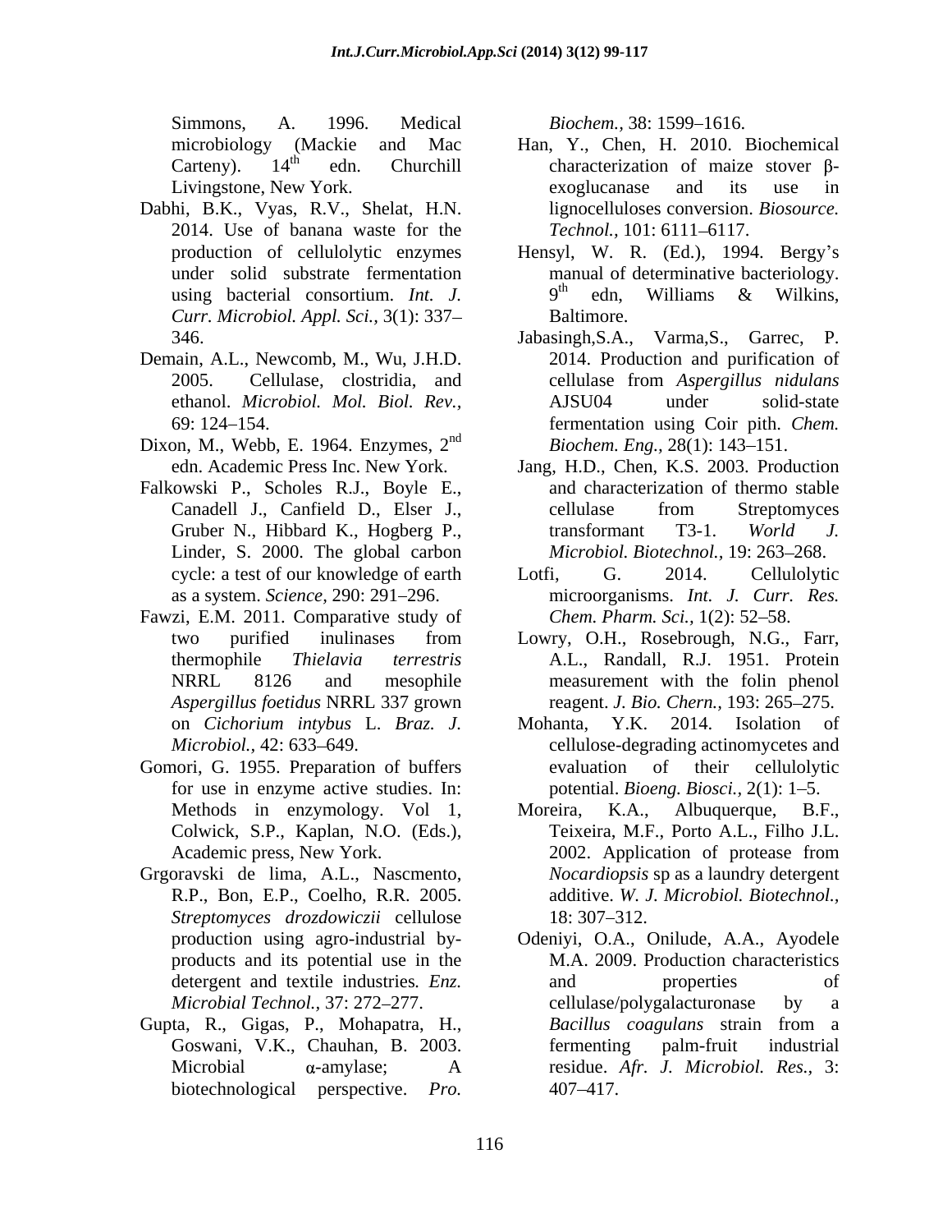Simmons, A. 1996. Medical microbiology (Mackie and Mac Carteny). 14th edn. Churchill Livingstone, New York.

Dabhi, B.K., Vyas, R.V., Shelat, H.N. 2014. Use of banana waste for the production of cellulolytic enzymes under solid substrate fermentation using bacterial consortium. *Int. J. Curr. Microbiol. Appl. Sci.,* 3(1): 337–346.

Demain, A.L., Newcomb, M., Wu, J.H.D. 2005. Cellulase, clostridia, and ethanol. *Microbiol. Mol. Biol. Rev.,* 69: 124–154.

Dixon, M., Webb, E. 1964. Enzymes, 2nd edn. Academic Press Inc. New York.

Falkowski P., Scholes R.J., Boyle E., Canadell J., Canfield D., Elser J., Gruber N., Hibbard K., Hogberg P., Linder, S. 2000. The global carbon cycle: a test of our knowledge of earth as a system. *Science,* 290: 291–296.

Fawzi, E.M. 2011. Comparative study of two purified inulinases from thermophile *Thielavia terrestris* NRRL 8126 and mesophile *Aspergillus foetidus* NRRL 337 grown on *Cichorium intybus* L. *Braz. J. Microbiol.,* 42: 633–649.

Gomori, G. 1955. Preparation of buffers for use in enzyme active studies. In: Methods in enzymology. Vol 1, Colwick, S.P., Kaplan, N.O. (Eds.), Academic press, New York.

Grgoravski de lima, A.L., Nascmento, R.P., Bon, E.P., Coelho, R.R. 2005. *Streptomyces drozdowiczii* cellulose production using agro-industrial by-products and its potential use in the detergent and textile industries*. Enz. Microbial Technol.,* 37: 272–277.

Gupta, R., Gigas, P., Mohapatra, H., Goswani, V.K., Chauhan, B. 2003. Microbial α-amylase; A biotechnological perspective. *Pro. Biochem.,* 38: 1599–1616.

Han, Y., Chen, H. 2010. Biochemical characterization of maize stover β-exoglucanase and its use in lignocelluloses conversion. *Biosource. Technol.,* 101: 6111–6117.

Hensyl, W. R. (Ed.), 1994. Bergy's manual of determinative bacteriology. 9th edn, Williams & Wilkins, Baltimore.

Jabasingh,S.A., Varma,S., Garrec, P. 2014. Production and purification of cellulase from *Aspergillus nidulans* AJSU04 under solid-state fermentation using Coir pith. *Chem. Biochem. Eng.,* 28(1): 143–151.

Jang, H.D., Chen, K.S. 2003. Production and characterization of thermo stable cellulase from Streptomyces transformant T3-1. *World J. Microbiol. Biotechnol.,* 19: 263–268.

Lotfi, G. 2014. Cellulolytic microorganisms. *Int. J. Curr. Res. Chem. Pharm. Sci.,* 1(2): 52–58.

Lowry, O.H., Rosebrough, N.G., Farr, A.L., Randall, R.J. 1951. Protein measurement with the folin phenol reagent. *J. Bio. Chern.,* 193: 265–275.

Mohanta, Y.K. 2014. Isolation of cellulose-degrading actinomycetes and evaluation of their cellulolytic potential. *Bioeng. Biosci.,* 2(1): 1–5.

Moreira, K.A., Albuquerque, B.F., Teixeira, M.F., Porto A.L., Filho J.L. 2002. Application of protease from *Nocardiopsis* sp as a laundry detergent additive. *W. J. Microbiol. Biotechnol.,* 18: 307–312.

Odeniyi, O.A., Onilude, A.A., Ayodele M.A. 2009. Production characteristics and properties of cellulase/polygalacturonase by a *Bacillus coagulans* strain from a fermenting palm-fruit industrial residue. *Afr. J. Microbiol. Res.,* 3: 407–417.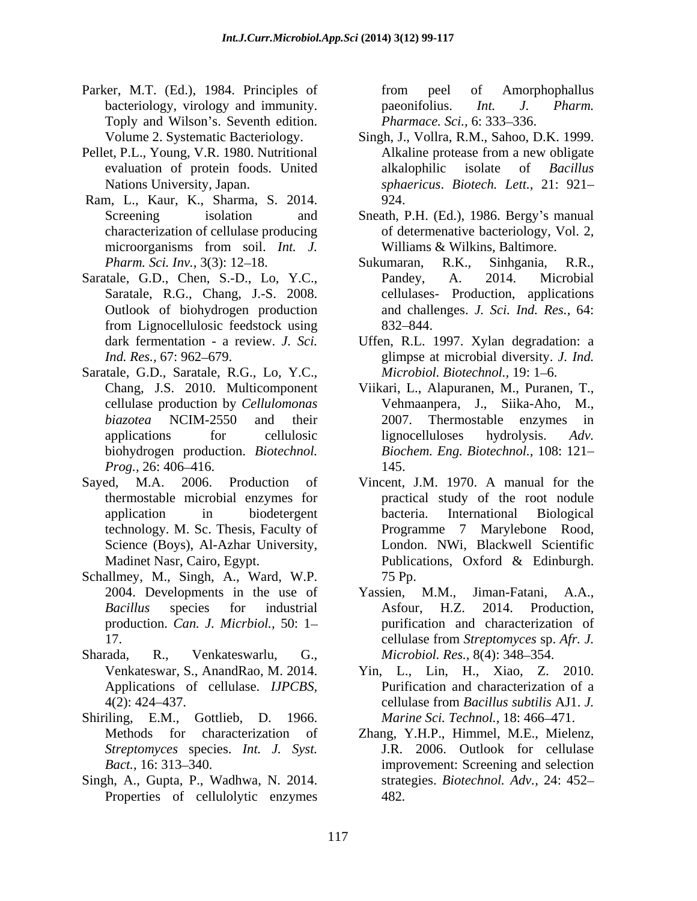Parker, M.T. (Ed.), 1984. Principles of bacteriology, virology and immunity. Toply and Wilson's. Seventh edition. Volume 2. Systematic Bacteriology.

Pellet, P.L., Young, V.R. 1980. Nutritional evaluation of protein foods. United Nations University, Japan.

Ram, L., Kaur, K., Sharma, S. 2014. Screening isolation and characterization of cellulase producing microorganisms from soil. *Int. J. Pharm. Sci. Inv.*, 3(3): 12–18.

Saratale, G.D., Chen, S.-D., Lo, Y.C., Saratale, R.G., Chang, J.-S. 2008. Outlook of biohydrogen production from Lignocellulosic feedstock using dark fermentation - a review. *J. Sci. Ind. Res.*, 67: 962–679.

Saratale, G.D., Saratale, R.G., Lo, Y.C., Chang, J.S. 2010. Multicomponent cellulase production by *Cellulomonas biazotea* NCIM-2550 and their applications for cellulosic biohydrogen production. *Biotechnol. Prog.*, 26: 406–416.

Sayed, M.A. 2006. Production of thermostable microbial enzymes for application in biodetergent technology. M. Sc. Thesis, Faculty of Science (Boys), Al-Azhar University, Madinet Nasr, Cairo, Egypt.

Schallmey, M., Singh, A., Ward, W.P. 2004. Developments in the use of *Bacillus* species for industrial production. *Can. J. Micrbiol.*, 50: 1–17.

Sharada, R., Venkateswarlu, G., Venkateswar, S., AnandRao, M. 2014. Applications of cellulase. *IJPCBS*, 4(2): 424–437.

Shiriling, E.M., Gottlieb, D. 1966. Methods for characterization of *Streptomyces* species. *Int. J. Syst. Bact.*, 16: 313–340.

Singh, A., Gupta, P., Wadhwa, N. 2014. Properties of cellulolytic enzymes from peel of Amorphophallus paeonifolius. *Int. J. Pharm. Pharmace. Sci.*, 6: 333–336.

Singh, J., Vollra, R.M., Sahoo, D.K. 1999. Alkaline protease from a new obligate alkalophilic isolate of *Bacillus sphaericus*. *Biotech. Lett.*, 21: 921–924.

Sneath, P.H. (Ed.), 1986. Bergy's manual of determenative bacteriology, Vol. 2, Williams & Wilkins, Baltimore.

Sukumaran, R.K., Sinhgania, R.R., Pandey, A. 2014. Microbial cellulases- Production, applications and challenges. *J. Sci. Ind. Res.*, 64: 832–844.

Uffen, R.L. 1997. Xylan degradation: a glimpse at microbial diversity. *J. Ind. Microbiol. Biotechnol.*, 19: 1–6.

Viikari, L., Alapuranen, M., Puranen, T., Vehmaanpera, J., Siika-Aho, M., 2007. Thermostable enzymes in lignocelluloses hydrolysis. *Adv. Biochem. Eng. Biotechnol.*, 108: 121–145.

Vincent, J.M. 1970. A manual for the practical study of the root nodule bacteria. International Biological Programme 7 Marylebone Rood, London. NWi, Blackwell Scientific Publications, Oxford & Edinburgh. 75 Pp.

Yassien, M.M., Jiman-Fatani, A.A., Asfour, H.Z. 2014. Production, purification and characterization of cellulase from *Streptomyces* sp. *Afr. J. Microbiol. Res.*, 8(4): 348–354.

Yin, L., Lin, H., Xiao, Z. 2010. Purification and characterization of a cellulase from *Bacillus subtilis* AJ1. *J. Marine Sci. Technol.*, 18: 466–471.

Zhang, Y.H.P., Himmel, M.E., Mielenz, J.R. 2006. Outlook for cellulase improvement: Screening and selection strategies. *Biotechnol. Adv.*, 24: 452–482.